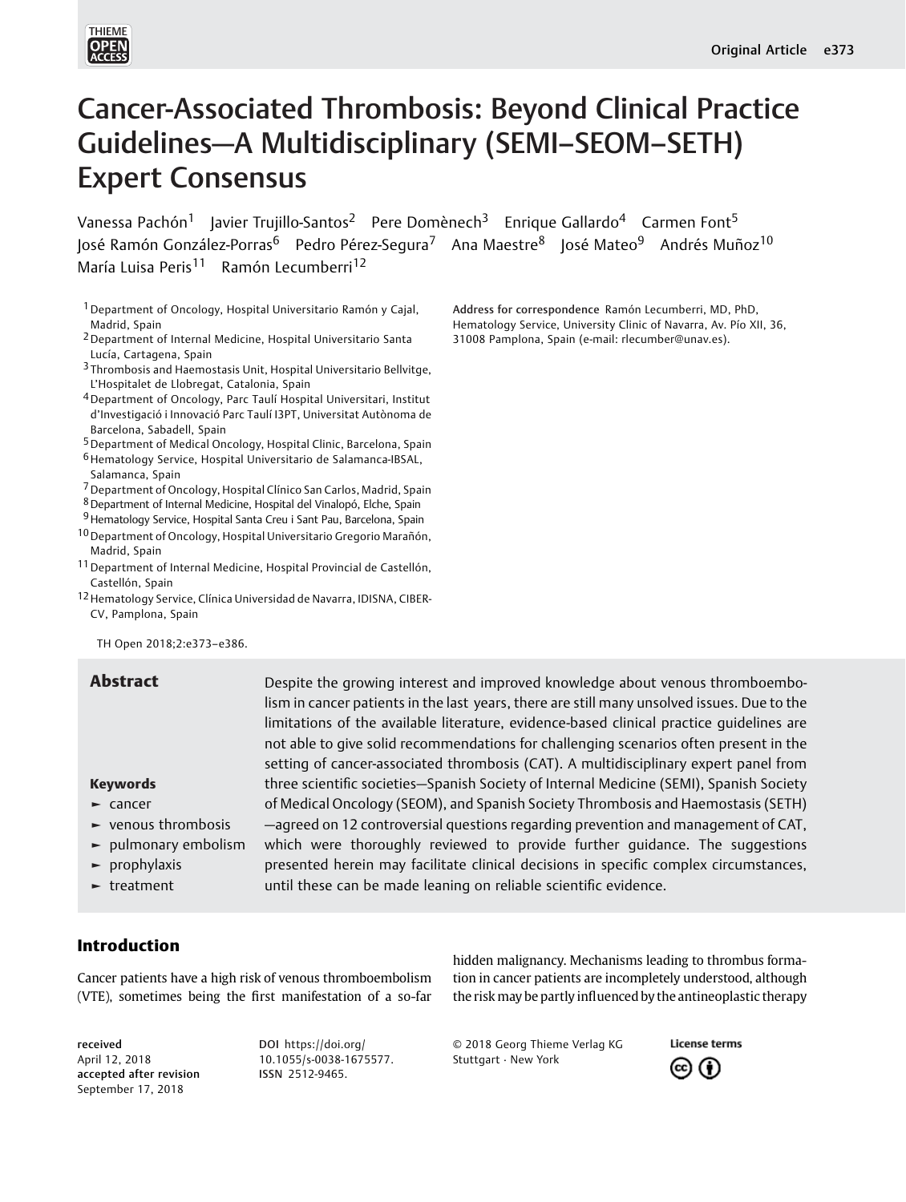# Cancer-Associated Thrombosis: Beyond Clinical Practice Guidelines—A Multidisciplinary (SEMI–SEOM–SETH) Expert Consensus

Vanessa Pachón[1] Javier Trujillo-Santos[2] Pere Domènech[3] Enrique Gallardo[4] Carmen Font[5] José Ramón González-Porras[6] Pedro Pérez-Segura[7] Ana Maestre[8] José Mateo[9] Andrés Muñoz[10] María Luisa Peris[11] Ramón Lecumberri[12]

[1] Department of Oncology, Hospital Universitario Ramón y Cajal, Madrid, Spain
[2] Department of Internal Medicine, Hospital Universitario Santa Lucía, Cartagena, Spain
[3] Thrombosis and Haemostasis Unit, Hospital Universitario Bellvitge, L'Hospitalet de Llobregat, Catalonia, Spain
[4] Department of Oncology, Parc Taulí Hospital Universitari, Institut d'Investigació i Innovació Parc Taulí I3PT, Universitat Autònoma de Barcelona, Sabadell, Spain
[5] Department of Medical Oncology, Hospital Clinic, Barcelona, Spain
[6] Hematology Service, Hospital Universitario de Salamanca-IBSAL, Salamanca, Spain
[7] Department of Oncology, Hospital Clínico San Carlos, Madrid, Spain
[8] Department of Internal Medicine, Hospital del Vinalopó, Elche, Spain
[9] Hematology Service, Hospital Santa Creu i Sant Pau, Barcelona, Spain
[10] Department of Oncology, Hospital Universitario Gregorio Marañón, Madrid, Spain
[11] Department of Internal Medicine, Hospital Provincial de Castellón, Castellón, Spain
[12] Hematology Service, Clínica Universidad de Navarra, IDISNA, CIBER-CV, Pamplona, Spain

**Address for correspondence** Ramón Lecumberri, MD, PhD, Hematology Service, University Clinic of Navarra, Av. Pío XII, 36, 31008 Pamplona, Spain (e-mail: rlecumber@unav.es).

TH Open 2018;2:e373–e386.

## Abstract

Despite the growing interest and improved knowledge about venous thromboembolism in cancer patients in the last years, there are still many unsolved issues. Due to the limitations of the available literature, evidence-based clinical practice guidelines are not able to give solid recommendations for challenging scenarios often present in the setting of cancer-associated thrombosis (CAT). A multidisciplinary expert panel from three scientific societies—Spanish Society of Internal Medicine (SEMI), Spanish Society of Medical Oncology (SEOM), and Spanish Society Thrombosis and Haemostasis (SETH)—agreed on 12 controversial questions regarding prevention and management of CAT, which were thoroughly reviewed to provide further guidance. The suggestions presented herein may facilitate clinical decisions in specific complex circumstances, until these can be made leaning on reliable scientific evidence.

**Keywords**

- cancer
- venous thrombosis
- pulmonary embolism
- prophylaxis
- treatment

## Introduction

Cancer patients have a high risk of venous thromboembolism (VTE), sometimes being the first manifestation of a so-far hidden malignancy. Mechanisms leading to thrombus formation in cancer patients are incompletely understood, although the risk may be partly influenced by the antineoplastic therapy

**received** April 12, 2018
**accepted after revision** September 17, 2018

DOI https://doi.org/10.1055/s-0038-1675577.
ISSN 2512-9465.

© 2018 Georg Thieme Verlag KG Stuttgart · New York

License terms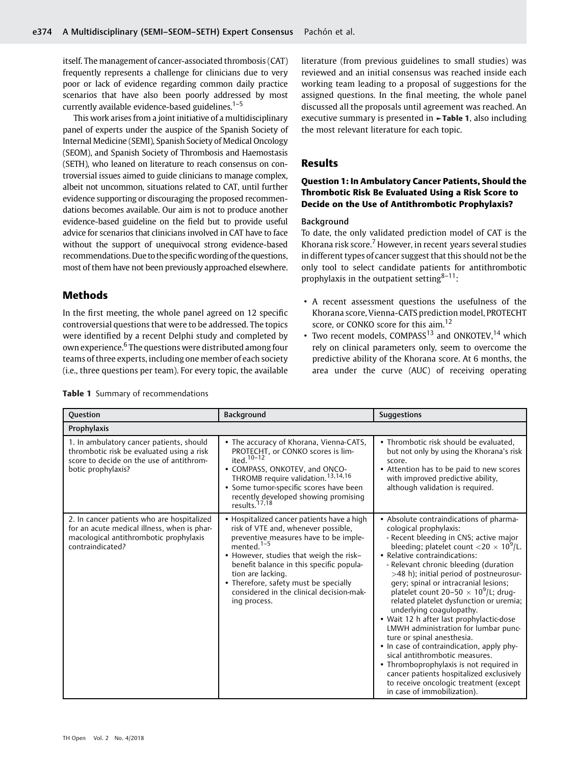itself. The management of cancer-associated thrombosis (CAT) frequently represents a challenge for clinicians due to very poor or lack of evidence regarding common daily practice scenarios that have also been poorly addressed by most currently available evidence-based guidelines.[1–5]

This work arises from a joint initiative of a multidisciplinary panel of experts under the auspice of the Spanish Society of Internal Medicine (SEMI), Spanish Society of Medical Oncology (SEOM), and Spanish Society of Thrombosis and Haemostasis (SETH), who leaned on literature to reach consensus on controversial issues aimed to guide clinicians to manage complex, albeit not uncommon, situations related to CAT, until further evidence supporting or discouraging the proposed recommendations becomes available. Our aim is not to produce another evidence-based guideline on the field but to provide useful advice for scenarios that clinicians involved in CAT have to face without the support of unequivocal strong evidence-based recommendations. Due to the specific wording of the questions, most of them have not been previously approached elsewhere.

## Methods

In the first meeting, the whole panel agreed on 12 specific controversial questions that were to be addressed. The topics were identified by a recent Delphi study and completed by own experience.[6] The questions were distributed among four teams of three experts, including one member of each society (i.e., three questions per team). For every topic, the available literature (from previous guidelines to small studies) was reviewed and an initial consensus was reached inside each working team leading to a proposal of suggestions for the assigned questions. In the final meeting, the whole panel discussed all the proposals until agreement was reached. An executive summary is presented in ►Table 1, also including the most relevant literature for each topic.

## Results

### Question 1: In Ambulatory Cancer Patients, Should the Thrombotic Risk Be Evaluated Using a Risk Score to Decide on the Use of Antithrombotic Prophylaxis?

#### Background

To date, the only validated prediction model of CAT is the Khorana risk score.[7] However, in recent years several studies in different types of cancer suggest that this should not be the only tool to select candidate patients for antithrombotic prophylaxis in the outpatient setting[8–11]:

- A recent assessment questions the usefulness of the Khorana score, Vienna-CATS prediction model, PROTECHT score, or CONKO score for this aim.[12]
- Two recent models, COMPASS[13] and ONKOTEV,[14] which rely on clinical parameters only, seem to overcome the predictive ability of the Khorana score. At 6 months, the area under the curve (AUC) of receiving operating

**Table 1** Summary of recommendations

| Question | Background | Suggestions |
|---|---|---|
| **Prophylaxis** | | |
| 1. In ambulatory cancer patients, should thrombotic risk be evaluated using a risk score to decide on the use of antithrombotic prophylaxis? | • The accuracy of Khorana, Vienna-CATS, PROTECHT, or CONKO scores is limited.[10–12]<br>• COMPASS, ONKOTEV, and ONCO-THROMB require validation.[13,14,16]<br>• Some tumor-specific scores have been recently developed showing promising results.[17,18] | • Thrombotic risk should be evaluated, but not only by using the Khorana's risk score.<br>• Attention has to be paid to new scores with improved predictive ability, although validation is required. |
| 2. In cancer patients who are hospitalized for an acute medical illness, when is pharmacological antithrombotic prophylaxis contraindicated? | • Hospitalized cancer patients have a high risk of VTE and, whenever possible, preventive measures have to be implemented.[1–5]<br>• However, studies that weigh the risk–benefit balance in this specific population are lacking.<br>• Therefore, safety must be specially considered in the clinical decision-making process. | • Absolute contraindications of pharmacological prophylaxis:<br>- Recent bleeding in CNS; active major bleeding; platelet count $<20 \times 10^9$/L.<br>• Relative contraindications:<br>- Relevant chronic bleeding (duration >48 h); initial period of postneurosurgery; spinal or intracranial lesions; platelet count $20–50 \times 10^9$/L; drug-related platelet dysfunction or uremia; underlying coagulopathy.<br>• Wait 12 h after last prophylactic-dose LMWH administration for lumbar puncture or spinal anesthesia.<br>• In case of contraindication, apply physical antithrombotic measures.<br>• Thromboprophylaxis is not required in cancer patients hospitalized exclusively to receive oncologic treatment (except in case of immobilization). |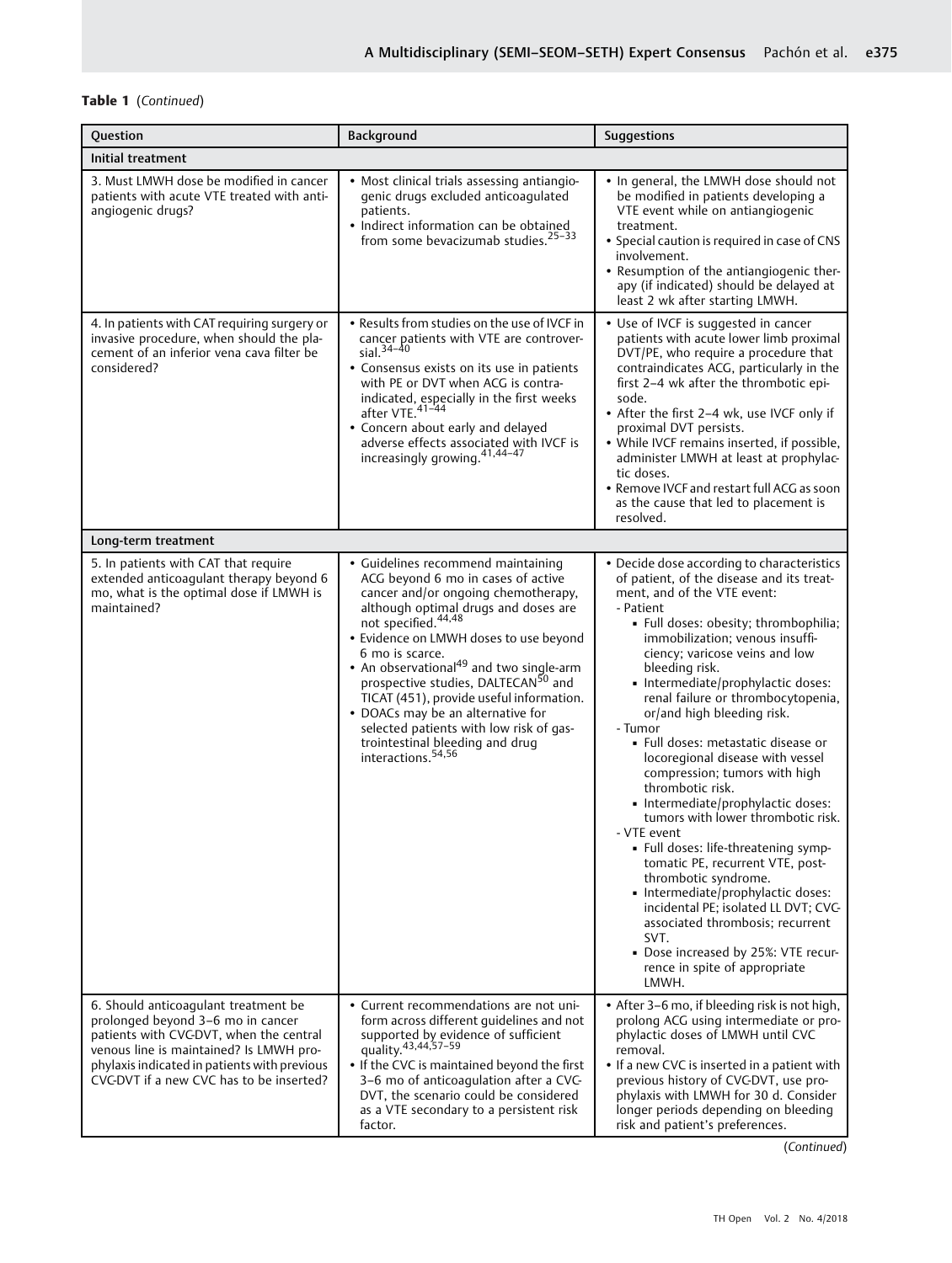**Table 1** (*Continued*)

| Question | Background | Suggestions |
|---|---|---|
| **Initial treatment** | | |
| 3. Must LMWH dose be modified in cancer patients with acute VTE treated with anti-angiogenic drugs? | • Most clinical trials assessing antiangiogenic drugs excluded anticoagulated patients.<br>• Indirect information can be obtained from some bevacizumab studies.[25–33] | • In general, the LMWH dose should not be modified in patients developing a VTE event while on antiangiogenic treatment.<br>• Special caution is required in case of CNS involvement.<br>• Resumption of the antiangiogenic therapy (if indicated) should be delayed at least 2 wk after starting LMWH. |
| 4. In patients with CAT requiring surgery or invasive procedure, when should the placement of an inferior vena cava filter be considered? | • Results from studies on the use of IVCF in cancer patients with VTE are controversial.[34–40]<br>• Consensus exists on its use in patients with PE or DVT when ACG is contraindicated, especially in the first weeks after VTE.[41–44]<br>• Concern about early and delayed adverse effects associated with IVCF is increasingly growing.[41,44–47] | • Use of IVCF is suggested in cancer patients with acute lower limb proximal DVT/PE, who require a procedure that contraindicates ACG, particularly in the first 2–4 wk after the thrombotic episode.<br>• After the first 2–4 wk, use IVCF only if proximal DVT persists.<br>• While IVCF remains inserted, if possible, administer LMWH at least at prophylactic doses.<br>• Remove IVCF and restart full ACG as soon as the cause that led to placement is resolved. |
| **Long-term treatment** | | |
| 5. In patients with CAT that require extended anticoagulant therapy beyond 6 mo, what is the optimal dose if LMWH is maintained? | • Guidelines recommend maintaining ACG beyond 6 mo in cases of active cancer and/or ongoing chemotherapy, although optimal drugs and doses are not specified.[44,48]<br>• Evidence on LMWH doses to use beyond 6 mo is scarce.<br>• An observational[49] and two single-arm prospective studies, DALTECAN[50] and TICAT (451), provide useful information.<br>• DOACs may be an alternative for selected patients with low risk of gastrointestinal bleeding and drug interactions.[54,56] | • Decide dose according to characteristics of patient, of the disease and its treatment, and of the VTE event:<br>- Patient<br>▪ Full doses: obesity; thrombophilia; immobilization; venous insufficiency; varicose veins and low bleeding risk.<br>▪ Intermediate/prophylactic doses: renal failure or thrombocytopenia, or/and high bleeding risk.<br>- Tumor<br>▪ Full doses: metastatic disease or locoregional disease with vessel compression; tumors with high thrombotic risk.<br>▪ Intermediate/prophylactic doses: tumors with lower thrombotic risk.<br>- VTE event<br>▪ Full doses: life-threatening symptomatic PE, recurrent VTE, post-thrombotic syndrome.<br>▪ Intermediate/prophylactic doses: incidental PE; isolated LL DVT; CVC-associated thrombosis; recurrent SVT.<br>▪ Dose increased by 25%: VTE recurrence in spite of appropriate LMWH. |
| 6. Should anticoagulant treatment be prolonged beyond 3–6 mo in cancer patients with CVC-DVT, when the central venous line is maintained? Is LMWH prophylaxis indicated in patients with previous CVC-DVT if a new CVC has to be inserted? | • Current recommendations are not uniform across different guidelines and not supported by evidence of sufficient quality.[43,44,57–59]<br>• If the CVC is maintained beyond the first 3–6 mo of anticoagulation after a CVC-DVT, the scenario could be considered as a VTE secondary to a persistent risk factor. | • After 3–6 mo, if bleeding risk is not high, prolong ACG using intermediate or prophylactic doses of LMWH until CVC removal.<br>• If a new CVC is inserted in a patient with previous history of CVC-DVT, use prophylaxis with LMWH for 30 d. Consider longer periods depending on bleeding risk and patient's preferences. |

(*Continued*)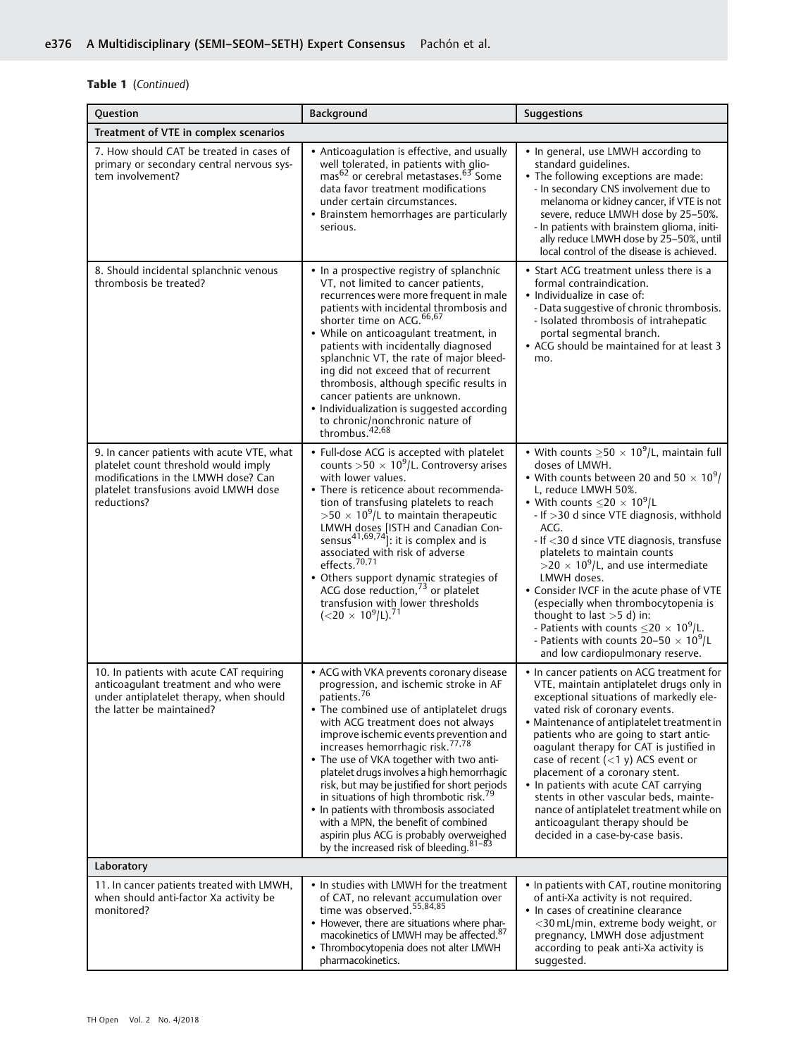**Table 1** (*Continued*)

| Question | Background | Suggestions |
|---|---|---|
| **Treatment of VTE in complex scenarios** | | |
| 7. How should CAT be treated in cases of primary or secondary central nervous system involvement? | • Anticoagulation is effective, and usually well tolerated, in patients with gliomas[62] or cerebral metastases.[63] Some data favor treatment modifications under certain circumstances.<br>• Brainstem hemorrhages are particularly serious. | • In general, use LMWH according to standard guidelines.<br>• The following exceptions are made:<br>- In secondary CNS involvement due to melanoma or kidney cancer, if VTE is not severe, reduce LMWH dose by 25–50%.<br>- In patients with brainstem glioma, initially reduce LMWH dose by 25–50%, until local control of the disease is achieved. |
| 8. Should incidental splanchnic venous thrombosis be treated? | • In a prospective registry of splanchnic VT, not limited to cancer patients, recurrences were more frequent in male patients with incidental thrombosis and shorter time on ACG.[66,67]<br>• While on anticoagulant treatment, in patients with incidentally diagnosed splanchnic VT, the rate of major bleeding did not exceed that of recurrent thrombosis, although specific results in cancer patients are unknown.<br>• Individualization is suggested according to chronic/nonchronic nature of thrombus.[42,68] | • Start ACG treatment unless there is a formal contraindication.<br>• Individualize in case of:<br>- Data suggestive of chronic thrombosis.<br>- Isolated thrombosis of intrahepatic portal segmental branch.<br>• ACG should be maintained for at least 3 mo. |
| 9. In cancer patients with acute VTE, what platelet count threshold would imply modifications in the LMWH dose? Can platelet transfusions avoid LMWH dose reductions? | • Full-dose ACG is accepted with platelet counts $>50 \times 10^9$/L. Controversy arises with lower values.<br>• There is reticence about recommendation of transfusing platelets to reach $>50 \times 10^9$/L to maintain therapeutic LMWH doses [ISTH and Canadian Consensus[41,69,74]]: it is complex and is associated with risk of adverse effects.[70,71]<br>• Others support dynamic strategies of ACG dose reduction,[73] or platelet transfusion with lower thresholds ($<20 \times 10^9$/L).[71] | • With counts $\geq 50 \times 10^9$/L, maintain full doses of LMWH.<br>• With counts between 20 and $50 \times 10^9$/L, reduce LMWH 50%.<br>• With counts $\leq 20 \times 10^9$/L<br>- If >30 d since VTE diagnosis, withhold ACG.<br>- If <30 d since VTE diagnosis, transfuse platelets to maintain counts $>20 \times 10^9$/L, and use intermediate LMWH doses.<br>• Consider IVCF in the acute phase of VTE (especially when thrombocytopenia is thought to last >5 d) in:<br>- Patients with counts $\leq 20 \times 10^9$/L.<br>- Patients with counts 20–$50 \times 10^9$/L and low cardiopulmonary reserve. |
| 10. In patients with acute CAT requiring anticoagulant treatment and who were under antiplatelet therapy, when should the latter be maintained? | • ACG with VKA prevents coronary disease progression, and ischemic stroke in AF patients.[76]<br>• The combined use of antiplatelet drugs with ACG treatment does not always improve ischemic events prevention and increases hemorrhagic risk.[77,78]<br>• The use of VKA together with two antiplatelet drugs involves a high hemorrhagic risk, but may be justified for short periods in situations of high thrombotic risk.[79]<br>• In patients with thrombosis associated with a MPN, the benefit of combined aspirin plus ACG is probably overweighed by the increased risk of bleeding.[81–83] | • In cancer patients on ACG treatment for VTE, maintain antiplatelet drugs only in exceptional situations of markedly elevated risk of coronary events.<br>• Maintenance of antiplatelet treatment in patients who are going to start anticoagulant therapy for CAT is justified in case of recent (<1 y) ACS event or placement of a coronary stent.<br>• In patients with acute CAT carrying stents in other vascular beds, maintenance of antiplatelet treatment while on anticoagulant therapy should be decided in a case-by-case basis. |
| **Laboratory** | | |
| 11. In cancer patients treated with LMWH, when should anti-factor Xa activity be monitored? | • In studies with LMWH for the treatment of CAT, no relevant accumulation over time was observed.[55,84,85]<br>• However, there are situations where pharmacokinetics of LMWH may be affected.[87]<br>• Thrombocytopenia does not alter LMWH pharmacokinetics. | • In patients with CAT, routine monitoring of anti-Xa activity is not required.<br>• In cases of creatinine clearance <30 mL/min, extreme body weight, or pregnancy, LMWH dose adjustment according to peak anti-Xa activity is suggested. |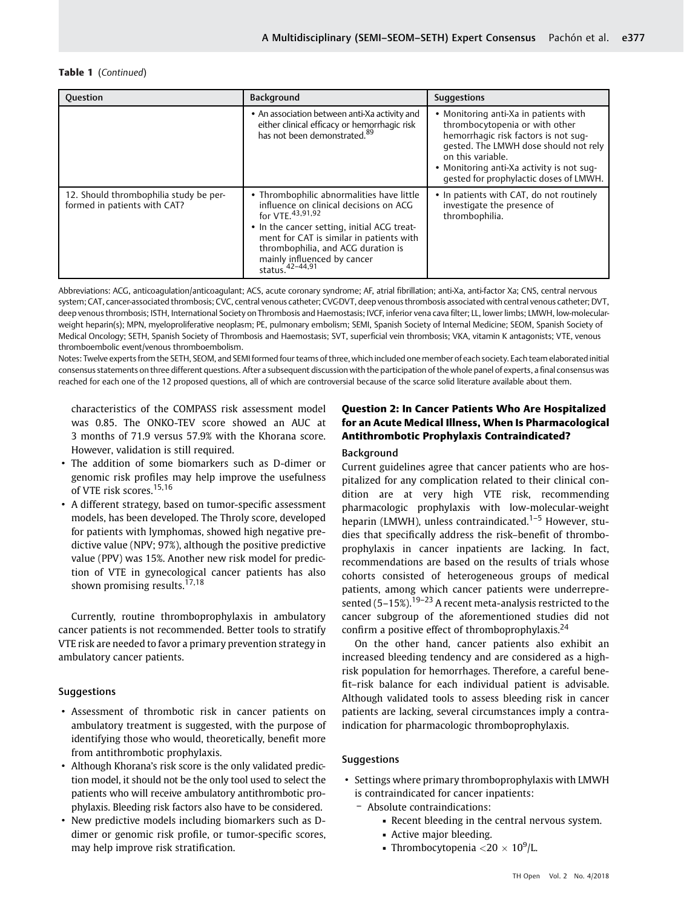**Table 1** (*Continued*)

| Question | Background | Suggestions |
| --- | --- | --- |
| | • An association between anti-Xa activity and either clinical efficacy or hemorrhagic risk has not been demonstrated.[89] | • Monitoring anti-Xa in patients with thrombocytopenia or with other hemorrhagic risk factors is not suggested. The LMWH dose should not rely on this variable.<br>• Monitoring anti-Xa activity is not suggested for prophylactic doses of LMWH. |
| 12. Should thrombophilia study be performed in patients with CAT? | • Thrombophilic abnormalities have little influence on clinical decisions on ACG for VTE.[43,91,92]<br>• In the cancer setting, initial ACG treatment for CAT is similar in patients with thrombophilia, and ACG duration is mainly influenced by cancer status.[42–44,91] | • In patients with CAT, do not routinely investigate the presence of thrombophilia. |

Abbreviations: ACG, anticoagulation/anticoagulant; ACS, acute coronary syndrome; AF, atrial fibrillation; anti-Xa, anti-factor Xa; CNS, central nervous system; CAT, cancer-associated thrombosis; CVC, central venous catheter; CVC-DVT, deep venous thrombosis associated with central venous catheter; DVT, deep venous thrombosis; ISTH, International Society on Thrombosis and Haemostasis; IVCF, inferior vena cava filter; LL, lower limbs; LMWH, low-molecular-weight heparin(s); MPN, myeloproliferative neoplasm; PE, pulmonary embolism; SEMI, Spanish Society of Internal Medicine; SEOM, Spanish Society of Medical Oncology; SETH, Spanish Society of Thrombosis and Haemostasis; SVT, superficial vein thrombosis; VKA, vitamin K antagonists; VTE, venous thromboembolic event/venous thromboembolism.

Notes: Twelve experts from the SETH, SEOM, and SEMI formed four teams of three, which included one member of each society. Each team elaborated initial consensus statements on three different questions. After a subsequent discussion with the participation of the whole panel of experts, a final consensus was reached for each one of the 12 proposed questions, all of which are controversial because of the scarce solid literature available about them.

characteristics of the COMPASS risk assessment model was 0.85. The ONKO-TEV score showed an AUC at 3 months of 71.9 versus 57.9% with the Khorana score. However, validation is still required.

- The addition of some biomarkers such as D-dimer or genomic risk profiles may help improve the usefulness of VTE risk scores.[15,16]
- A different strategy, based on tumor-specific assessment models, has been developed. The Throly score, developed for patients with lymphomas, showed high negative predictive value (NPV; 97%), although the positive predictive value (PPV) was 15%. Another new risk model for prediction of VTE in gynecological cancer patients has also shown promising results.[17,18]

Currently, routine thromboprophylaxis in ambulatory cancer patients is not recommended. Better tools to stratify VTE risk are needed to favor a primary prevention strategy in ambulatory cancer patients.

### Suggestions

- Assessment of thrombotic risk in cancer patients on ambulatory treatment is suggested, with the purpose of identifying those who would, theoretically, benefit more from antithrombotic prophylaxis.
- Although Khorana's risk score is the only validated prediction model, it should not be the only tool used to select the patients who will receive ambulatory antithrombotic prophylaxis. Bleeding risk factors also have to be considered.
- New predictive models including biomarkers such as D-dimer or genomic risk profile, or tumor-specific scores, may help improve risk stratification.

## Question 2: In Cancer Patients Who Are Hospitalized for an Acute Medical Illness, When Is Pharmacological Antithrombotic Prophylaxis Contraindicated?

### Background

Current guidelines agree that cancer patients who are hospitalized for any complication related to their clinical condition are at very high VTE risk, recommending pharmacologic prophylaxis with low-molecular-weight heparin (LMWH), unless contraindicated.[1–5] However, studies that specifically address the risk–benefit of thromboprophylaxis in cancer inpatients are lacking. In fact, recommendations are based on the results of trials whose cohorts consisted of heterogeneous groups of medical patients, among which cancer patients were underrepresented (5–15%).[19–23] A recent meta-analysis restricted to the cancer subgroup of the aforementioned studies did not confirm a positive effect of thromboprophylaxis.[24]

On the other hand, cancer patients also exhibit an increased bleeding tendency and are considered as a high-risk population for hemorrhages. Therefore, a careful benefit–risk balance for each individual patient is advisable. Although validated tools to assess bleeding risk in cancer patients are lacking, several circumstances imply a contraindication for pharmacologic thromboprophylaxis.

### Suggestions

- Settings where primary thromboprophylaxis with LMWH is contraindicated for cancer inpatients:
  - Absolute contraindications:
    - Recent bleeding in the central nervous system.
    - Active major bleeding.
    - Thrombocytopenia $<20 \times 10^9$/L.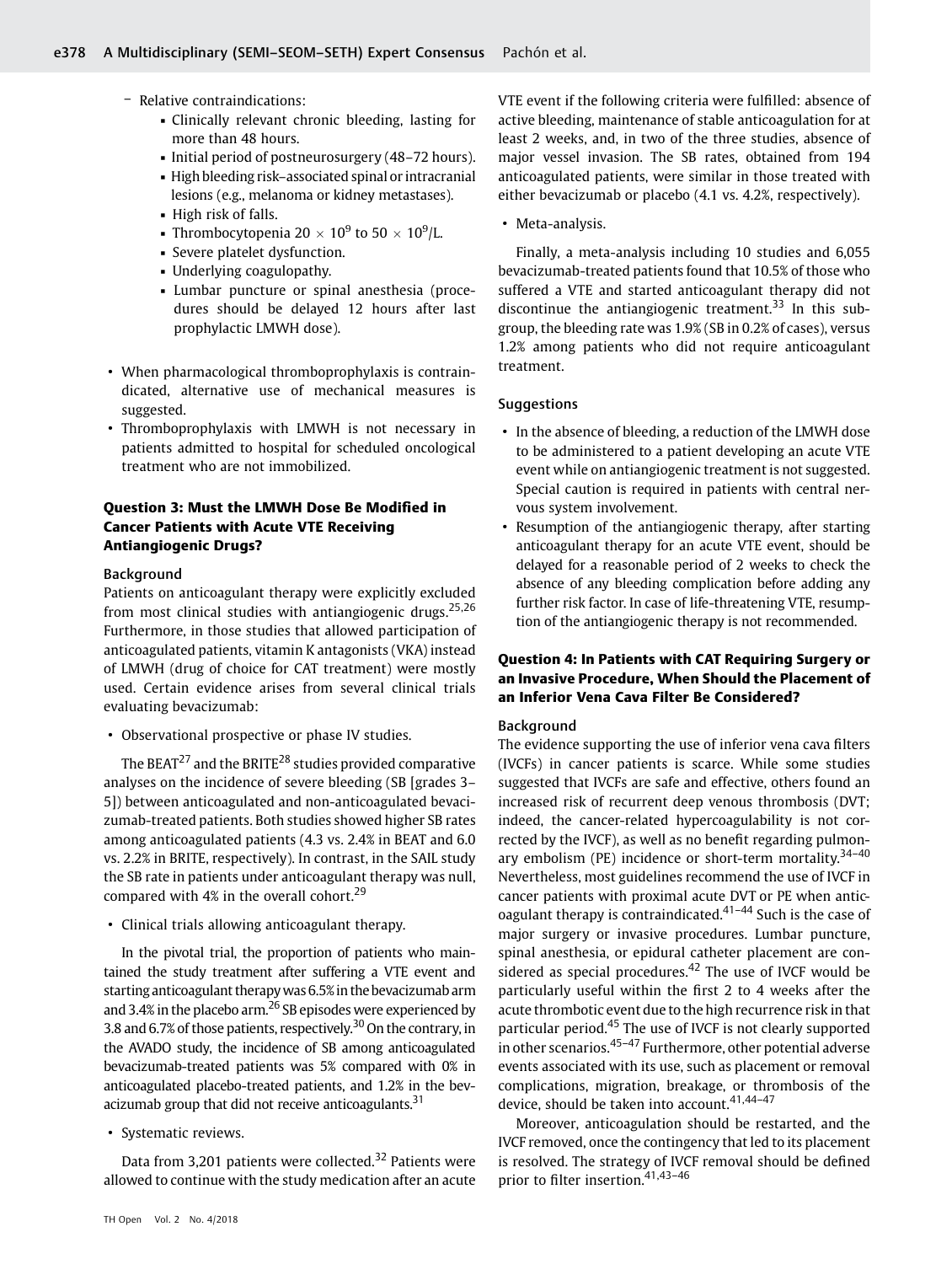- Relative contraindications:
  - Clinically relevant chronic bleeding, lasting for more than 48 hours.
  - Initial period of postneurosurgery (48–72 hours).
  - High bleeding risk–associated spinal or intracranial lesions (e.g., melanoma or kidney metastases).
  - High risk of falls.
  - Thrombocytopenia $20 \times 10^9$ to $50 \times 10^9$/L.
  - Severe platelet dysfunction.
  - Underlying coagulopathy.
  - Lumbar puncture or spinal anesthesia (procedures should be delayed 12 hours after last prophylactic LMWH dose).

- When pharmacological thromboprophylaxis is contraindicated, alternative use of mechanical measures is suggested.
- Thromboprophylaxis with LMWH is not necessary in patients admitted to hospital for scheduled oncological treatment who are not immobilized.

### Question 3: Must the LMWH Dose Be Modified in Cancer Patients with Acute VTE Receiving Antiangiogenic Drugs?

#### Background

Patients on anticoagulant therapy were explicitly excluded from most clinical studies with antiangiogenic drugs.[25,26] Furthermore, in those studies that allowed participation of anticoagulated patients, vitamin K antagonists (VKA) instead of LMWH (drug of choice for CAT treatment) were mostly used. Certain evidence arises from several clinical trials evaluating bevacizumab:

- Observational prospective or phase IV studies.

The BEAT[27] and the BRITE[28] studies provided comparative analyses on the incidence of severe bleeding (SB [grades 3–5]) between anticoagulated and non-anticoagulated bevacizumab-treated patients. Both studies showed higher SB rates among anticoagulated patients (4.3 vs. 2.4% in BEAT and 6.0 vs. 2.2% in BRITE, respectively). In contrast, in the SAIL study the SB rate in patients under anticoagulant therapy was null, compared with 4% in the overall cohort.[29]

- Clinical trials allowing anticoagulant therapy.

In the pivotal trial, the proportion of patients who maintained the study treatment after suffering a VTE event and starting anticoagulant therapy was 6.5% in the bevacizumab arm and 3.4% in the placebo arm.[26] SB episodes were experienced by 3.8 and 6.7% of those patients, respectively.[30] On the contrary, in the AVADO study, the incidence of SB among anticoagulated bevacizumab-treated patients was 5% compared with 0% in anticoagulated placebo-treated patients, and 1.2% in the bevacizumab group that did not receive anticoagulants.[31]

- Systematic reviews.

Data from 3,201 patients were collected.[32] Patients were allowed to continue with the study medication after an acute VTE event if the following criteria were fulfilled: absence of active bleeding, maintenance of stable anticoagulation for at least 2 weeks, and, in two of the three studies, absence of major vessel invasion. The SB rates, obtained from 194 anticoagulated patients, were similar in those treated with either bevacizumab or placebo (4.1 vs. 4.2%, respectively).

- Meta-analysis.

Finally, a meta-analysis including 10 studies and 6,055 bevacizumab-treated patients found that 10.5% of those who suffered a VTE and started anticoagulant therapy did not discontinue the antiangiogenic treatment.[33] In this subgroup, the bleeding rate was 1.9% (SB in 0.2% of cases), versus 1.2% among patients who did not require anticoagulant treatment.

#### Suggestions

- In the absence of bleeding, a reduction of the LMWH dose to be administered to a patient developing an acute VTE event while on antiangiogenic treatment is not suggested. Special caution is required in patients with central nervous system involvement.
- Resumption of the antiangiogenic therapy, after starting anticoagulant therapy for an acute VTE event, should be delayed for a reasonable period of 2 weeks to check the absence of any bleeding complication before adding any further risk factor. In case of life-threatening VTE, resumption of the antiangiogenic therapy is not recommended.

### Question 4: In Patients with CAT Requiring Surgery or an Invasive Procedure, When Should the Placement of an Inferior Vena Cava Filter Be Considered?

#### Background

The evidence supporting the use of inferior vena cava filters (IVCFs) in cancer patients is scarce. While some studies suggested that IVCFs are safe and effective, others found an increased risk of recurrent deep venous thrombosis (DVT; indeed, the cancer-related hypercoagulability is not corrected by the IVCF), as well as no benefit regarding pulmonary embolism (PE) incidence or short-term mortality.[34–40] Nevertheless, most guidelines recommend the use of IVCF in cancer patients with proximal acute DVT or PE when anticoagulant therapy is contraindicated.[41–44] Such is the case of major surgery or invasive procedures. Lumbar puncture, spinal anesthesia, or epidural catheter placement are considered as special procedures.[42] The use of IVCF would be particularly useful within the first 2 to 4 weeks after the acute thrombotic event due to the high recurrence risk in that particular period.[45] The use of IVCF is not clearly supported in other scenarios.[45–47] Furthermore, other potential adverse events associated with its use, such as placement or removal complications, migration, breakage, or thrombosis of the device, should be taken into account.[41,44–47]

Moreover, anticoagulation should be restarted, and the IVCF removed, once the contingency that led to its placement is resolved. The strategy of IVCF removal should be defined prior to filter insertion.[41,43–46]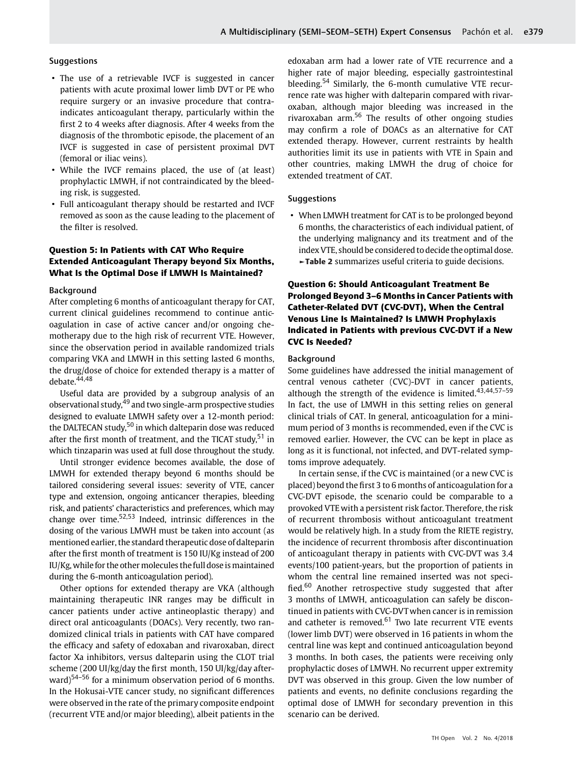### Suggestions

- The use of a retrievable IVCF is suggested in cancer patients with acute proximal lower limb DVT or PE who require surgery or an invasive procedure that contraindicates anticoagulant therapy, particularly within the first 2 to 4 weeks after diagnosis. After 4 weeks from the diagnosis of the thrombotic episode, the placement of an IVCF is suggested in case of persistent proximal DVT (femoral or iliac veins).
- While the IVCF remains placed, the use of (at least) prophylactic LMWH, if not contraindicated by the bleeding risk, is suggested.
- Full anticoagulant therapy should be restarted and IVCF removed as soon as the cause leading to the placement of the filter is resolved.

## Question 5: In Patients with CAT Who Require Extended Anticoagulant Therapy beyond Six Months, What Is the Optimal Dose if LMWH Is Maintained?

### Background

After completing 6 months of anticoagulant therapy for CAT, current clinical guidelines recommend to continue anticoagulation in case of active cancer and/or ongoing chemotherapy due to the high risk of recurrent VTE. However, since the observation period in available randomized trials comparing VKA and LMWH in this setting lasted 6 months, the drug/dose of choice for extended therapy is a matter of debate.[44,48]

Useful data are provided by a subgroup analysis of an observational study,[49] and two single-arm prospective studies designed to evaluate LMWH safety over a 12-month period: the DALTECAN study,[50] in which dalteparin dose was reduced after the first month of treatment, and the TICAT study,[51] in which tinzaparin was used at full dose throughout the study.

Until stronger evidence becomes available, the dose of LMWH for extended therapy beyond 6 months should be tailored considering several issues: severity of VTE, cancer type and extension, ongoing anticancer therapies, bleeding risk, and patients' characteristics and preferences, which may change over time.[52,53] Indeed, intrinsic differences in the dosing of the various LMWH must be taken into account (as mentioned earlier, the standard therapeutic dose of dalteparin after the first month of treatment is 150 IU/Kg instead of 200 IU/Kg, while for the other molecules the full dose is maintained during the 6-month anticoagulation period).

Other options for extended therapy are VKA (although maintaining therapeutic INR ranges may be difficult in cancer patients under active antineoplastic therapy) and direct oral anticoagulants (DOACs). Very recently, two randomized clinical trials in patients with CAT have compared the efficacy and safety of edoxaban and rivaroxaban, direct factor Xa inhibitors, versus dalteparin using the CLOT trial scheme (200 UI/kg/day the first month, 150 UI/kg/day afterward)[54–56] for a minimum observation period of 6 months. In the Hokusai-VTE cancer study, no significant differences were observed in the rate of the primary composite endpoint (recurrent VTE and/or major bleeding), albeit patients in the edoxaban arm had a lower rate of VTE recurrence and a higher rate of major bleeding, especially gastrointestinal bleeding.[54] Similarly, the 6-month cumulative VTE recurrence rate was higher with dalteparin compared with rivaroxaban, although major bleeding was increased in the rivaroxaban arm.[56] The results of other ongoing studies may confirm a role of DOACs as an alternative for CAT extended therapy. However, current restraints by health authorities limit its use in patients with VTE in Spain and other countries, making LMWH the drug of choice for extended treatment of CAT.

### Suggestions

- When LMWH treatment for CAT is to be prolonged beyond 6 months, the characteristics of each individual patient, of the underlying malignancy and its treatment and of the index VTE, should be considered to decide the optimal dose. ►Table 2 summarizes useful criteria to guide decisions.

## Question 6: Should Anticoagulant Treatment Be Prolonged Beyond 3–6 Months in Cancer Patients with Catheter-Related DVT (CVC-DVT), When the Central Venous Line Is Maintained? Is LMWH Prophylaxis Indicated in Patients with previous CVC-DVT if a New CVC Is Needed?

### Background

Some guidelines have addressed the initial management of central venous catheter (CVC)-DVT in cancer patients, although the strength of the evidence is limited.[43,44,57–59] In fact, the use of LMWH in this setting relies on general clinical trials of CAT. In general, anticoagulation for a minimum period of 3 months is recommended, even if the CVC is removed earlier. However, the CVC can be kept in place as long as it is functional, not infected, and DVT-related symptoms improve adequately.

In certain sense, if the CVC is maintained (or a new CVC is placed) beyond the first 3 to 6 months of anticoagulation for a CVC-DVT episode, the scenario could be comparable to a provoked VTE with a persistent risk factor. Therefore, the risk of recurrent thrombosis without anticoagulant treatment would be relatively high. In a study from the RIETE registry, the incidence of recurrent thrombosis after discontinuation of anticoagulant therapy in patients with CVC-DVT was 3.4 events/100 patient-years, but the proportion of patients in whom the central line remained inserted was not specified.[60] Another retrospective study suggested that after 3 months of LMWH, anticoagulation can safely be discontinued in patients with CVC-DVT when cancer is in remission and catheter is removed.[61] Two late recurrent VTE events (lower limb DVT) were observed in 16 patients in whom the central line was kept and continued anticoagulation beyond 3 months. In both cases, the patients were receiving only prophylactic doses of LMWH. No recurrent upper extremity DVT was observed in this group. Given the low number of patients and events, no definite conclusions regarding the optimal dose of LMWH for secondary prevention in this scenario can be derived.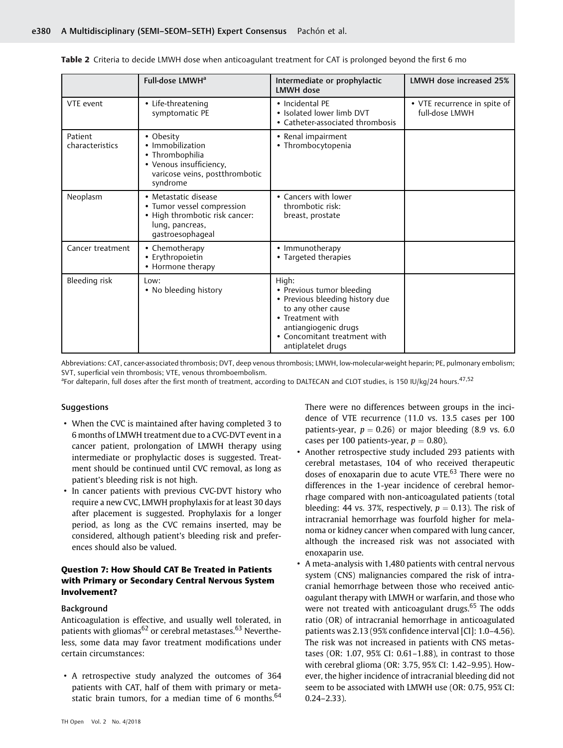**Table 2** Criteria to decide LMWH dose when anticoagulant treatment for CAT is prolonged beyond the first 6 mo

| | Full-dose LMWH[a] | Intermediate or prophylactic LMWH dose | LMWH dose increased 25% |
|---|---|---|---|
| VTE event | • Life-threatening symptomatic PE | • Incidental PE<br>• Isolated lower limb DVT<br>• Catheter-associated thrombosis | • VTE recurrence in spite of full-dose LMWH |
| Patient characteristics | • Obesity<br>• Immobilization<br>• Thrombophilia<br>• Venous insufficiency, varicose veins, postthrombotic syndrome | • Renal impairment<br>• Thrombocytopenia | |
| Neoplasm | • Metastatic disease<br>• Tumor vessel compression<br>• High thrombotic risk cancer: lung, pancreas, gastroesophageal | • Cancers with lower thrombotic risk: breast, prostate | |
| Cancer treatment | • Chemotherapy<br>• Erythropoietin<br>• Hormone therapy | • Immunotherapy<br>• Targeted therapies | |
| Bleeding risk | Low:<br>• No bleeding history | High:<br>• Previous tumor bleeding<br>• Previous bleeding history due to any other cause<br>• Treatment with antiangiogenic drugs<br>• Concomitant treatment with antiplatelet drugs | |

Abbreviations: CAT, cancer-associated thrombosis; DVT, deep venous thrombosis; LMWH, low-molecular-weight heparin; PE, pulmonary embolism; SVT, superficial vein thrombosis; VTE, venous thromboembolism.
[a]For dalteparin, full doses after the first month of treatment, according to DALTECAN and CLOT studies, is 150 IU/kg/24 hours.[47,52]

### Suggestions

- When the CVC is maintained after having completed 3 to 6 months of LMWH treatment due to a CVC-DVT event in a cancer patient, prolongation of LMWH therapy using intermediate or prophylactic doses is suggested. Treatment should be continued until CVC removal, as long as patient's bleeding risk is not high.
- In cancer patients with previous CVC-DVT history who require a new CVC, LMWH prophylaxis for at least 30 days after placement is suggested. Prophylaxis for a longer period, as long as the CVC remains inserted, may be considered, although patient's bleeding risk and preferences should also be valued.

## Question 7: How Should CAT Be Treated in Patients with Primary or Secondary Central Nervous System Involvement?

### Background

Anticoagulation is effective, and usually well tolerated, in patients with gliomas[62] or cerebral metastases.[63] Nevertheless, some data may favor treatment modifications under certain circumstances:

- A retrospective study analyzed the outcomes of 364 patients with CAT, half of them with primary or metastatic brain tumors, for a median time of 6 months.[64] There were no differences between groups in the incidence of VTE recurrence (11.0 vs. 13.5 cases per 100 patients-year, $p = 0.26$) or major bleeding (8.9 vs. 6.0 cases per 100 patients-year, $p = 0.80$).
- Another retrospective study included 293 patients with cerebral metastases, 104 of who received therapeutic doses of enoxaparin due to acute VTE.[63] There were no differences in the 1-year incidence of cerebral hemorrhage compared with non-anticoagulated patients (total bleeding: 44 vs. 37%, respectively, $p = 0.13$). The risk of intracranial hemorrhage was fourfold higher for melanoma or kidney cancer when compared with lung cancer, although the increased risk was not associated with enoxaparin use.
- A meta-analysis with 1,480 patients with central nervous system (CNS) malignancies compared the risk of intracranial hemorrhage between those who received anticoagulant therapy with LMWH or warfarin, and those who were not treated with anticoagulant drugs.[65] The odds ratio (OR) of intracranial hemorrhage in anticoagulated patients was 2.13 (95% confidence interval [CI]: 1.0–4.56). The risk was not increased in patients with CNS metastases (OR: 1.07, 95% CI: 0.61–1.88), in contrast to those with cerebral glioma (OR: 3.75, 95% CI: 1.42–9.95). However, the higher incidence of intracranial bleeding did not seem to be associated with LMWH use (OR: 0.75, 95% CI: 0.24–2.33).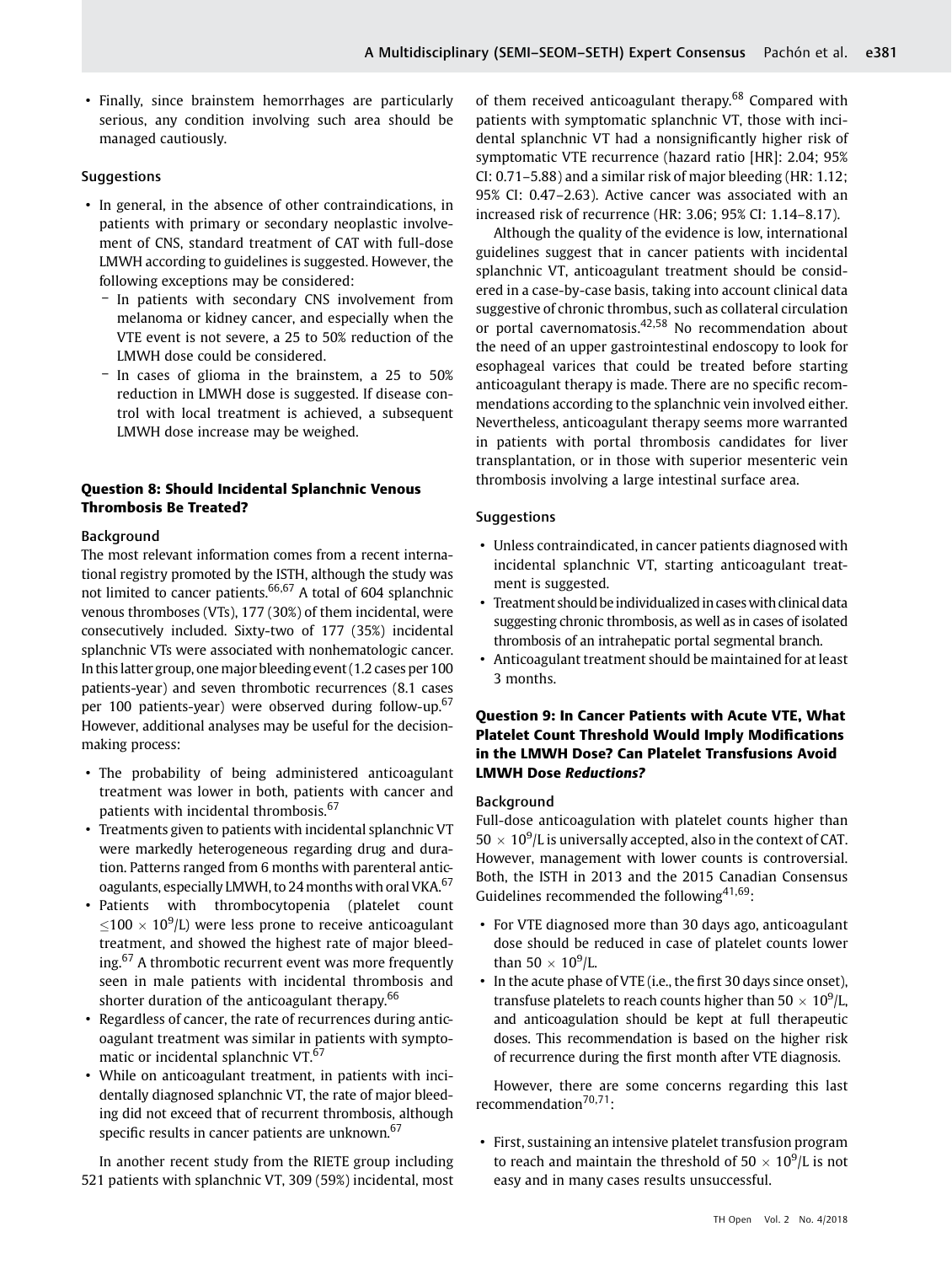- Finally, since brainstem hemorrhages are particularly serious, any condition involving such area should be managed cautiously.

### Suggestions

- In general, in the absence of other contraindications, in patients with primary or secondary neoplastic involvement of CNS, standard treatment of CAT with full-dose LMWH according to guidelines is suggested. However, the following exceptions may be considered:
  - In patients with secondary CNS involvement from melanoma or kidney cancer, and especially when the VTE event is not severe, a 25 to 50% reduction of the LMWH dose could be considered.
  - In cases of glioma in the brainstem, a 25 to 50% reduction in LMWH dose is suggested. If disease control with local treatment is achieved, a subsequent LMWH dose increase may be weighed.

## Question 8: Should Incidental Splanchnic Venous Thrombosis Be Treated?

### Background

The most relevant information comes from a recent international registry promoted by the ISTH, although the study was not limited to cancer patients.[66,67] A total of 604 splanchnic venous thromboses (VTs), 177 (30%) of them incidental, were consecutively included. Sixty-two of 177 (35%) incidental splanchnic VTs were associated with nonhematologic cancer. In this latter group, one major bleeding event (1.2 cases per 100 patients-year) and seven thrombotic recurrences (8.1 cases per 100 patients-year) were observed during follow-up.[67] However, additional analyses may be useful for the decision-making process:

- The probability of being administered anticoagulant treatment was lower in both, patients with cancer and patients with incidental thrombosis.[67]
- Treatments given to patients with incidental splanchnic VT were markedly heterogeneous regarding drug and duration. Patterns ranged from 6 months with parenteral anticoagulants, especially LMWH, to 24 months with oral VKA.[67]
- Patients with thrombocytopenia (platelet count $\leq 100 \times 10^9$/L) were less prone to receive anticoagulant treatment, and showed the highest rate of major bleeding.[67] A thrombotic recurrent event was more frequently seen in male patients with incidental thrombosis and shorter duration of the anticoagulant therapy.[66]
- Regardless of cancer, the rate of recurrences during anticoagulant treatment was similar in patients with symptomatic or incidental splanchnic VT.[67]
- While on anticoagulant treatment, in patients with incidentally diagnosed splanchnic VT, the rate of major bleeding did not exceed that of recurrent thrombosis, although specific results in cancer patients are unknown.[67]

In another recent study from the RIETE group including 521 patients with splanchnic VT, 309 (59%) incidental, most of them received anticoagulant therapy.[68] Compared with patients with symptomatic splanchnic VT, those with incidental splanchnic VT had a nonsignificantly higher risk of symptomatic VTE recurrence (hazard ratio [HR]: 2.04; 95% CI: 0.71–5.88) and a similar risk of major bleeding (HR: 1.12; 95% CI: 0.47–2.63). Active cancer was associated with an increased risk of recurrence (HR: 3.06; 95% CI: 1.14–8.17).

Although the quality of the evidence is low, international guidelines suggest that in cancer patients with incidental splanchnic VT, anticoagulant treatment should be considered in a case-by-case basis, taking into account clinical data suggestive of chronic thrombus, such as collateral circulation or portal cavernomatosis.[42,58] No recommendation about the need of an upper gastrointestinal endoscopy to look for esophageal varices that could be treated before starting anticoagulant therapy is made. There are no specific recommendations according to the splanchnic vein involved either. Nevertheless, anticoagulant therapy seems more warranted in patients with portal thrombosis candidates for liver transplantation, or in those with superior mesenteric vein thrombosis involving a large intestinal surface area.

### Suggestions

- Unless contraindicated, in cancer patients diagnosed with incidental splanchnic VT, starting anticoagulant treatment is suggested.
- Treatment should be individualized in cases with clinical data suggesting chronic thrombosis, as well as in cases of isolated thrombosis of an intrahepatic portal segmental branch.
- Anticoagulant treatment should be maintained for at least 3 months.

## Question 9: In Cancer Patients with Acute VTE, What Platelet Count Threshold Would Imply Modifications in the LMWH Dose? Can Platelet Transfusions Avoid LMWH Dose *Reductions*?

### Background

Full-dose anticoagulation with platelet counts higher than $50 \times 10^9$/L is universally accepted, also in the context of CAT. However, management with lower counts is controversial. Both, the ISTH in 2013 and the 2015 Canadian Consensus Guidelines recommended the following[41,69]:

- For VTE diagnosed more than 30 days ago, anticoagulant dose should be reduced in case of platelet counts lower than $50 \times 10^9$/L.
- In the acute phase of VTE (i.e., the first 30 days since onset), transfuse platelets to reach counts higher than $50 \times 10^9$/L, and anticoagulation should be kept at full therapeutic doses. This recommendation is based on the higher risk of recurrence during the first month after VTE diagnosis.

However, there are some concerns regarding this last recommendation[70,71]:

- First, sustaining an intensive platelet transfusion program to reach and maintain the threshold of $50 \times 10^9$/L is not easy and in many cases results unsuccessful.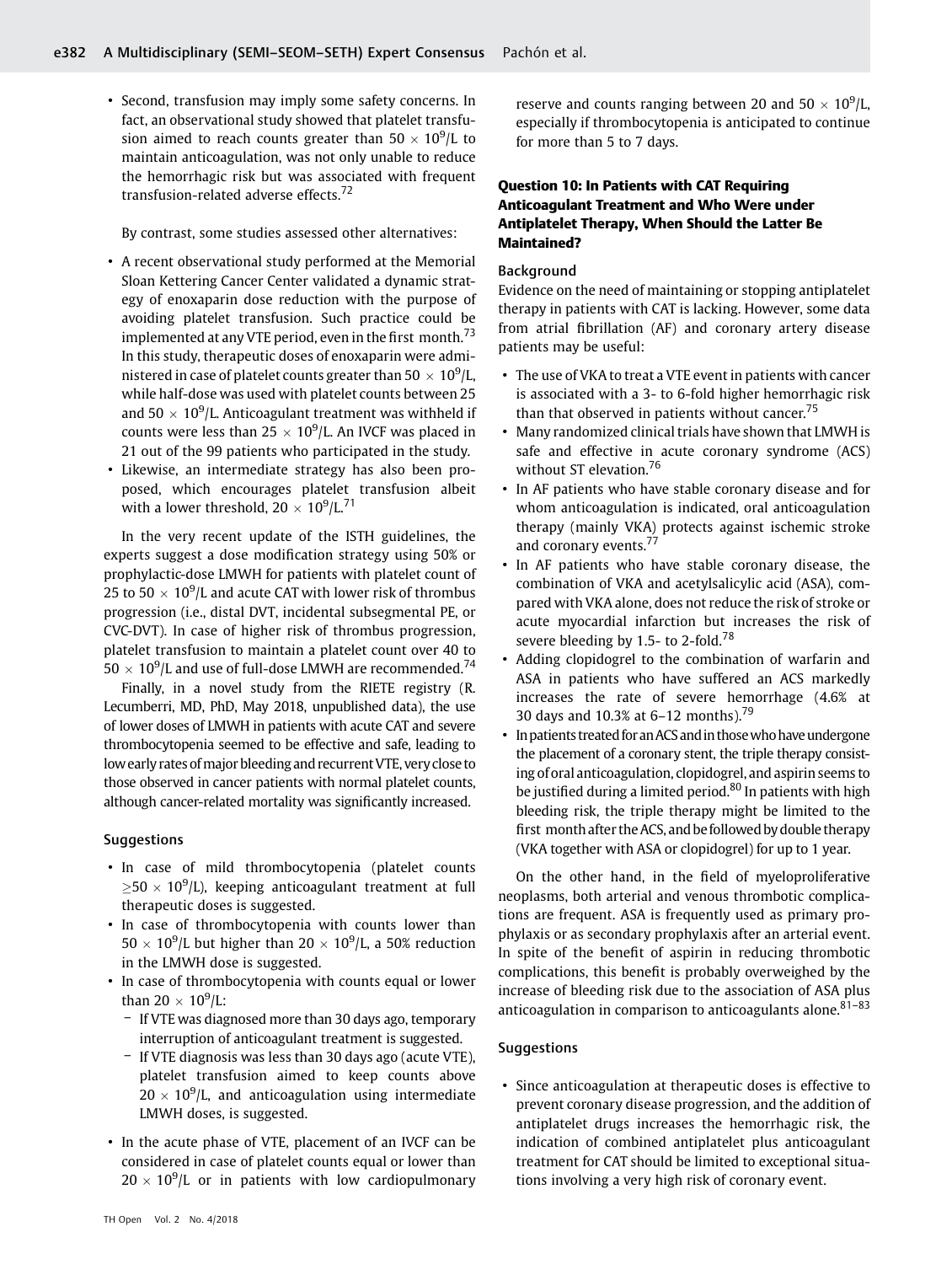- Second, transfusion may imply some safety concerns. In fact, an observational study showed that platelet transfusion aimed to reach counts greater than $50 \times 10^9$/L to maintain anticoagulation, was not only unable to reduce the hemorrhagic risk but was associated with frequent transfusion-related adverse effects.[72]

By contrast, some studies assessed other alternatives:

- A recent observational study performed at the Memorial Sloan Kettering Cancer Center validated a dynamic strategy of enoxaparin dose reduction with the purpose of avoiding platelet transfusion. Such practice could be implemented at any VTE period, even in the first month.[73] In this study, therapeutic doses of enoxaparin were administered in case of platelet counts greater than $50 \times 10^9$/L, while half-dose was used with platelet counts between 25 and $50 \times 10^9$/L. Anticoagulant treatment was withheld if counts were less than $25 \times 10^9$/L. An IVCF was placed in 21 out of the 99 patients who participated in the study.
- Likewise, an intermediate strategy has also been proposed, which encourages platelet transfusion albeit with a lower threshold, $20 \times 10^9$/L.[71]

In the very recent update of the ISTH guidelines, the experts suggest a dose modification strategy using 50% or prophylactic-dose LMWH for patients with platelet count of 25 to $50 \times 10^9$/L and acute CAT with lower risk of thrombus progression (i.e., distal DVT, incidental subsegmental PE, or CVC-DVT). In case of higher risk of thrombus progression, platelet transfusion to maintain a platelet count over 40 to $50 \times 10^9$/L and use of full-dose LMWH are recommended.[74]

Finally, in a novel study from the RIETE registry (R. Lecumberri, MD, PhD, May 2018, unpublished data), the use of lower doses of LMWH in patients with acute CAT and severe thrombocytopenia seemed to be effective and safe, leading to low early rates of major bleeding and recurrent VTE, very close to those observed in cancer patients with normal platelet counts, although cancer-related mortality was significantly increased.

### Suggestions

- In case of mild thrombocytopenia (platelet counts $\geq 50 \times 10^9$/L), keeping anticoagulant treatment at full therapeutic doses is suggested.
- In case of thrombocytopenia with counts lower than $50 \times 10^9$/L but higher than $20 \times 10^9$/L, a 50% reduction in the LMWH dose is suggested.
- In case of thrombocytopenia with counts equal or lower than $20 \times 10^9$/L:
  - If VTE was diagnosed more than 30 days ago, temporary interruption of anticoagulant treatment is suggested.
  - If VTE diagnosis was less than 30 days ago (acute VTE), platelet transfusion aimed to keep counts above $20 \times 10^9$/L, and anticoagulation using intermediate LMWH doses, is suggested.
- In the acute phase of VTE, placement of an IVCF can be considered in case of platelet counts equal or lower than $20 \times 10^9$/L or in patients with low cardiopulmonary reserve and counts ranging between 20 and $50 \times 10^9$/L, especially if thrombocytopenia is anticipated to continue for more than 5 to 7 days.

## Question 10: In Patients with CAT Requiring Anticoagulant Treatment and Who Were under Antiplatelet Therapy, When Should the Latter Be Maintained?

### Background

Evidence on the need of maintaining or stopping antiplatelet therapy in patients with CAT is lacking. However, some data from atrial fibrillation (AF) and coronary artery disease patients may be useful:

- The use of VKA to treat a VTE event in patients with cancer is associated with a 3- to 6-fold higher hemorrhagic risk than that observed in patients without cancer.[75]
- Many randomized clinical trials have shown that LMWH is safe and effective in acute coronary syndrome (ACS) without ST elevation.[76]
- In AF patients who have stable coronary disease and for whom anticoagulation is indicated, oral anticoagulation therapy (mainly VKA) protects against ischemic stroke and coronary events.[77]
- In AF patients who have stable coronary disease, the combination of VKA and acetylsalicylic acid (ASA), compared with VKA alone, does not reduce the risk of stroke or acute myocardial infarction but increases the risk of severe bleeding by 1.5- to 2-fold.[78]
- Adding clopidogrel to the combination of warfarin and ASA in patients who have suffered an ACS markedly increases the rate of severe hemorrhage (4.6% at 30 days and 10.3% at 6–12 months).[79]
- In patients treated for an ACS and in those who have undergone the placement of a coronary stent, the triple therapy consisting of oral anticoagulation, clopidogrel, and aspirin seems to be justified during a limited period.[80] In patients with high bleeding risk, the triple therapy might be limited to the first month after the ACS, and be followed by double therapy (VKA together with ASA or clopidogrel) for up to 1 year.

On the other hand, in the field of myeloproliferative neoplasms, both arterial and venous thrombotic complications are frequent. ASA is frequently used as primary prophylaxis or as secondary prophylaxis after an arterial event. In spite of the benefit of aspirin in reducing thrombotic complications, this benefit is probably overweighed by the increase of bleeding risk due to the association of ASA plus anticoagulation in comparison to anticoagulants alone.[81–83]

### Suggestions

- Since anticoagulation at therapeutic doses is effective to prevent coronary disease progression, and the addition of antiplatelet drugs increases the hemorrhagic risk, the indication of combined antiplatelet plus anticoagulant treatment for CAT should be limited to exceptional situations involving a very high risk of coronary event.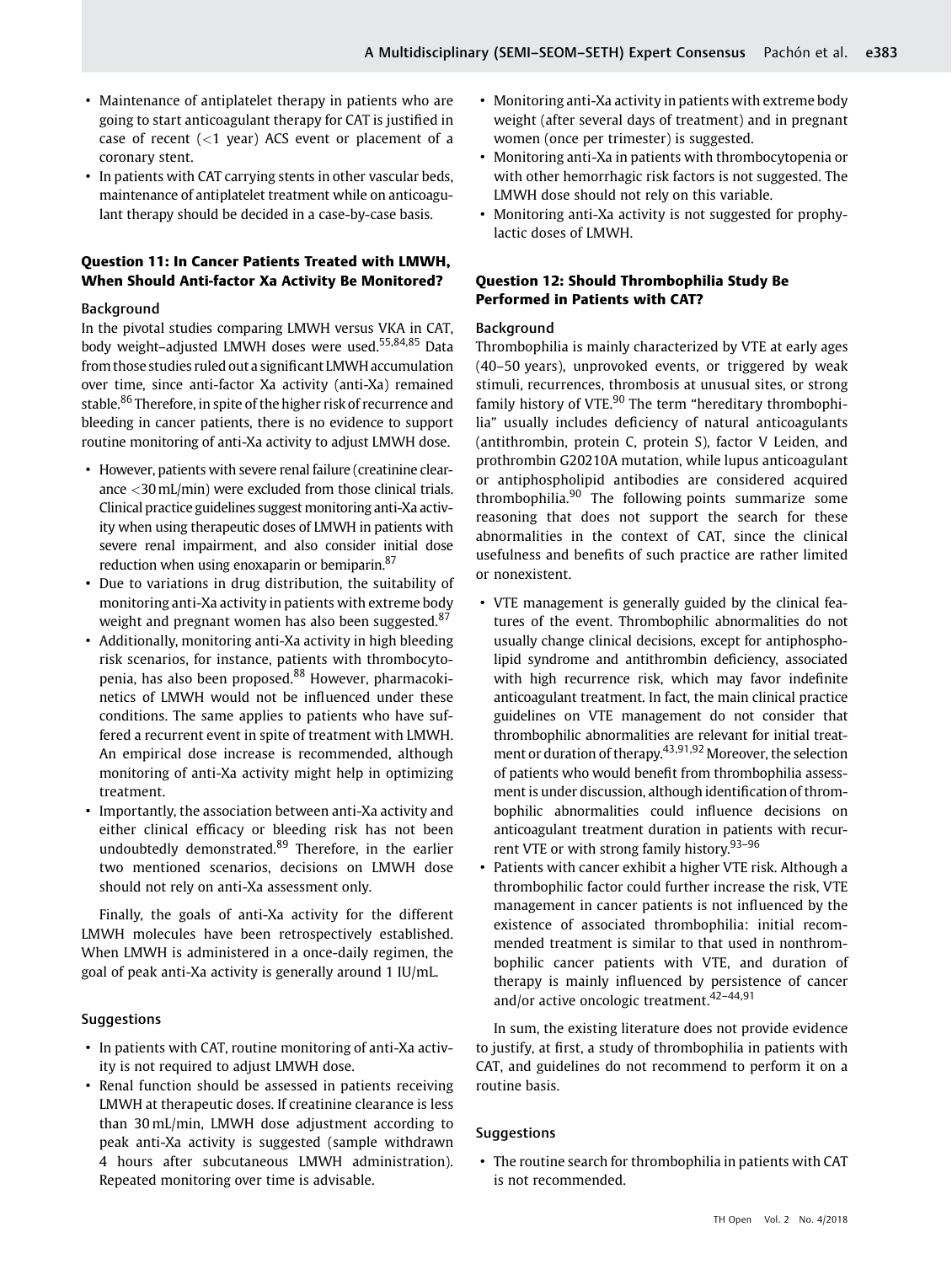- Maintenance of antiplatelet therapy in patients who are going to start anticoagulant therapy for CAT is justified in case of recent (<1 year) ACS event or placement of a coronary stent.
- In patients with CAT carrying stents in other vascular beds, maintenance of antiplatelet treatment while on anticoagulant therapy should be decided in a case-by-case basis.

### Question 11: In Cancer Patients Treated with LMWH, When Should Anti-factor Xa Activity Be Monitored?

#### Background

In the pivotal studies comparing LMWH versus VKA in CAT, body weight–adjusted LMWH doses were used.[55,84,85] Data from those studies ruled out a significant LMWH accumulation over time, since anti-factor Xa activity (anti-Xa) remained stable.[86] Therefore, in spite of the higher risk of recurrence and bleeding in cancer patients, there is no evidence to support routine monitoring of anti-Xa activity to adjust LMWH dose.

- However, patients with severe renal failure (creatinine clearance <30 mL/min) were excluded from those clinical trials. Clinical practice guidelines suggest monitoring anti-Xa activity when using therapeutic doses of LMWH in patients with severe renal impairment, and also consider initial dose reduction when using enoxaparin or bemiparin.[87]
- Due to variations in drug distribution, the suitability of monitoring anti-Xa activity in patients with extreme body weight and pregnant women has also been suggested.[87]
- Additionally, monitoring anti-Xa activity in high bleeding risk scenarios, for instance, patients with thrombocytopenia, has also been proposed.[88] However, pharmacokinetics of LMWH would not be influenced under these conditions. The same applies to patients who have suffered a recurrent event in spite of treatment with LMWH. An empirical dose increase is recommended, although monitoring of anti-Xa activity might help in optimizing treatment.
- Importantly, the association between anti-Xa activity and either clinical efficacy or bleeding risk has not been undoubtedly demonstrated.[89] Therefore, in the earlier two mentioned scenarios, decisions on LMWH dose should not rely on anti-Xa assessment only.

Finally, the goals of anti-Xa activity for the different LMWH molecules have been retrospectively established. When LMWH is administered in a once-daily regimen, the goal of peak anti-Xa activity is generally around 1 IU/mL.

#### Suggestions

- In patients with CAT, routine monitoring of anti-Xa activity is not required to adjust LMWH dose.
- Renal function should be assessed in patients receiving LMWH at therapeutic doses. If creatinine clearance is less than 30 mL/min, LMWH dose adjustment according to peak anti-Xa activity is suggested (sample withdrawn 4 hours after subcutaneous LMWH administration). Repeated monitoring over time is advisable.
- Monitoring anti-Xa activity in patients with extreme body weight (after several days of treatment) and in pregnant women (once per trimester) is suggested.
- Monitoring anti-Xa in patients with thrombocytopenia or with other hemorrhagic risk factors is not suggested. The LMWH dose should not rely on this variable.
- Monitoring anti-Xa activity is not suggested for prophylactic doses of LMWH.

### Question 12: Should Thrombophilia Study Be Performed in Patients with CAT?

#### Background

Thrombophilia is mainly characterized by VTE at early ages (40–50 years), unprovoked events, or triggered by weak stimuli, recurrences, thrombosis at unusual sites, or strong family history of VTE.[90] The term "hereditary thrombophilia" usually includes deficiency of natural anticoagulants (antithrombin, protein C, protein S), factor V Leiden, and prothrombin G20210A mutation, while lupus anticoagulant or antiphospholipid antibodies are considered acquired thrombophilia.[90] The following points summarize some reasoning that does not support the search for these abnormalities in the context of CAT, since the clinical usefulness and benefits of such practice are rather limited or nonexistent.

- VTE management is generally guided by the clinical features of the event. Thrombophilic abnormalities do not usually change clinical decisions, except for antiphospholipid syndrome and antithrombin deficiency, associated with high recurrence risk, which may favor indefinite anticoagulant treatment. In fact, the main clinical practice guidelines on VTE management do not consider that thrombophilic abnormalities are relevant for initial treatment or duration of therapy.[43,91,92] Moreover, the selection of patients who would benefit from thrombophilia assessment is under discussion, although identification of thrombophilic abnormalities could influence decisions on anticoagulant treatment duration in patients with recurrent VTE or with strong family history.[93–96]
- Patients with cancer exhibit a higher VTE risk. Although a thrombophilic factor could further increase the risk, VTE management in cancer patients is not influenced by the existence of associated thrombophilia: initial recommended treatment is similar to that used in nonthrombophilic cancer patients with VTE, and duration of therapy is mainly influenced by persistence of cancer and/or active oncologic treatment.[42–44,91]

In sum, the existing literature does not provide evidence to justify, at first, a study of thrombophilia in patients with CAT, and guidelines do not recommend to perform it on a routine basis.

#### Suggestions

- The routine search for thrombophilia in patients with CAT is not recommended.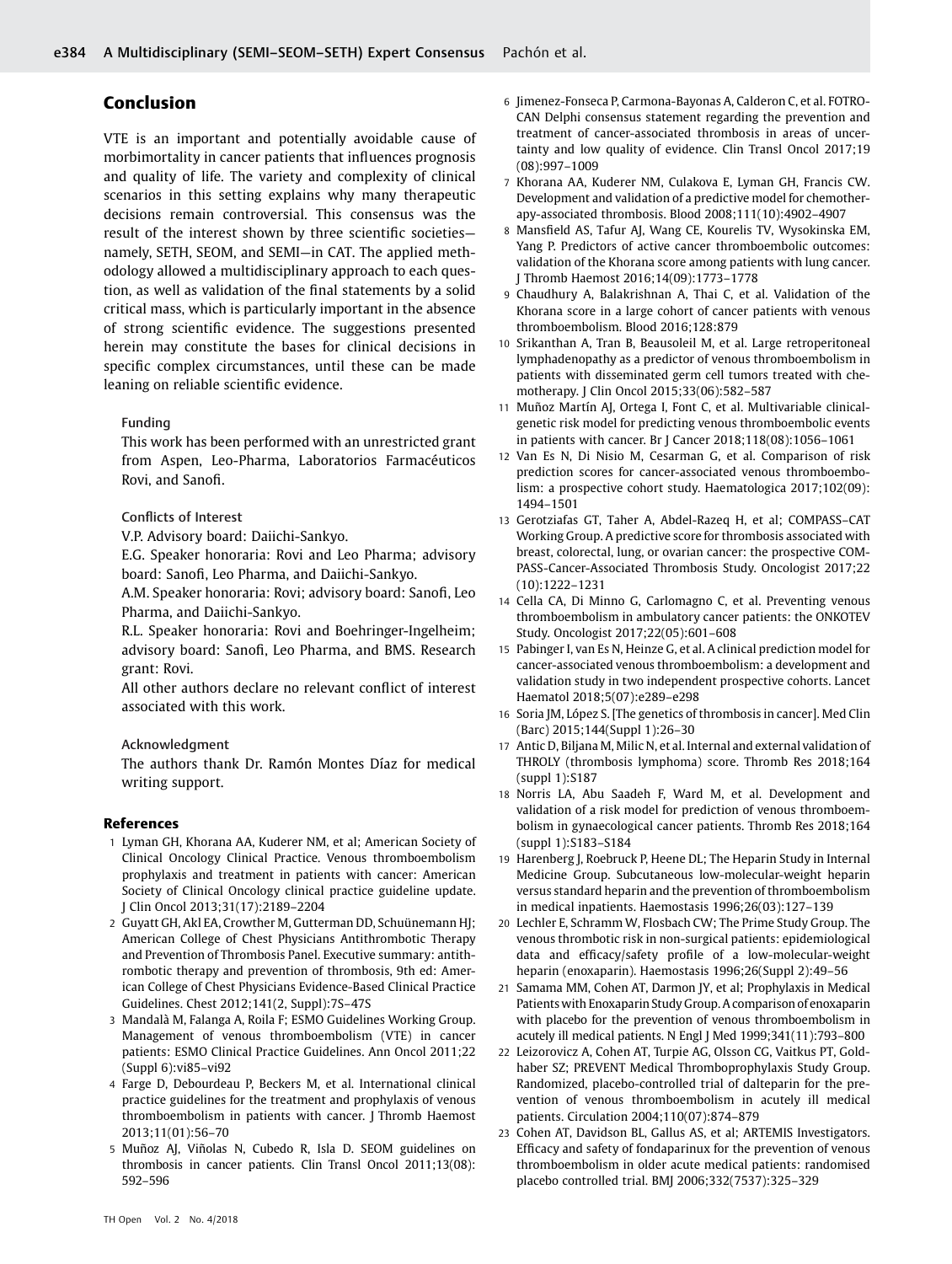## Conclusion

VTE is an important and potentially avoidable cause of morbimortality in cancer patients that influences prognosis and quality of life. The variety and complexity of clinical scenarios in this setting explains why many therapeutic decisions remain controversial. This consensus was the result of the interest shown by three scientific societies—namely, SETH, SEOM, and SEMI—in CAT. The applied methodology allowed a multidisciplinary approach to each question, as well as validation of the final statements by a solid critical mass, which is particularly important in the absence of strong scientific evidence. The suggestions presented herein may constitute the bases for clinical decisions in specific complex circumstances, until these can be made leaning on reliable scientific evidence.

**Funding**

This work has been performed with an unrestricted grant from Aspen, Leo-Pharma, Laboratorios Farmacéuticos Rovi, and Sanofi.

**Conflicts of Interest**

V.P. Advisory board: Daiichi-Sankyo.

E.G. Speaker honoraria: Rovi and Leo Pharma; advisory board: Sanofi, Leo Pharma, and Daiichi-Sankyo.

A.M. Speaker honoraria: Rovi; advisory board: Sanofi, Leo Pharma, and Daiichi-Sankyo.

R.L. Speaker honoraria: Rovi and Boehringer-Ingelheim; advisory board: Sanofi, Leo Pharma, and BMS. Research grant: Rovi.

All other authors declare no relevant conflict of interest associated with this work.

**Acknowledgment**

The authors thank Dr. Ramón Montes Díaz for medical writing support.

## References

1 Lyman GH, Khorana AA, Kuderer NM, et al; American Society of Clinical Oncology Clinical Practice. Venous thromboembolism prophylaxis and treatment in patients with cancer: American Society of Clinical Oncology clinical practice guideline update. J Clin Oncol 2013;31(17):2189–2204

2 Guyatt GH, Akl EA, Crowther M, Gutterman DD, Schuünemann HJ; American College of Chest Physicians Antithrombotic Therapy and Prevention of Thrombosis Panel. Executive summary: antithrombotic therapy and prevention of thrombosis, 9th ed: American College of Chest Physicians Evidence-Based Clinical Practice Guidelines. Chest 2012;141(2, Suppl):7S–47S

3 Mandalà M, Falanga A, Roila F; ESMO Guidelines Working Group. Management of venous thromboembolism (VTE) in cancer patients: ESMO Clinical Practice Guidelines. Ann Oncol 2011;22 (Suppl 6):vi85–vi92

4 Farge D, Debourdeau P, Beckers M, et al. International clinical practice guidelines for the treatment and prophylaxis of venous thromboembolism in patients with cancer. J Thromb Haemost 2013;11(01):56–70

5 Muñoz AJ, Viñolas N, Cubedo R, Isla D. SEOM guidelines on thrombosis in cancer patients. Clin Transl Oncol 2011;13(08): 592–596

6 Jimenez-Fonseca P, Carmona-Bayonas A, Calderon C, et al. FOTROCAN Delphi consensus statement regarding the prevention and treatment of cancer-associated thrombosis in areas of uncertainty and low quality of evidence. Clin Transl Oncol 2017;19 (08):997–1009

7 Khorana AA, Kuderer NM, Culakova E, Lyman GH, Francis CW. Development and validation of a predictive model for chemotherapy-associated thrombosis. Blood 2008;111(10):4902–4907

8 Mansfield AS, Tafur AJ, Wang CE, Kourelis TV, Wysokinska EM, Yang P. Predictors of active cancer thromboembolic outcomes: validation of the Khorana score among patients with lung cancer. J Thromb Haemost 2016;14(09):1773–1778

9 Chaudhury A, Balakrishnan A, Thai C, et al. Validation of the Khorana score in a large cohort of cancer patients with venous thromboembolism. Blood 2016;128:879

10 Srikanthan A, Tran B, Beausoleil M, et al. Large retroperitoneal lymphadenopathy as a predictor of venous thromboembolism in patients with disseminated germ cell tumors treated with chemotherapy. J Clin Oncol 2015;33(06):582–587

11 Muñoz Martín AJ, Ortega I, Font C, et al. Multivariable clinical-genetic risk model for predicting venous thromboembolic events in patients with cancer. Br J Cancer 2018;118(08):1056–1061

12 Van Es N, Di Nisio M, Cesarman G, et al. Comparison of risk prediction scores for cancer-associated venous thromboembolism: a prospective cohort study. Haematologica 2017;102(09): 1494–1501

13 Gerotziafas GT, Taher A, Abdel-Razeq H, et al; COMPASS–CAT Working Group. A predictive score for thrombosis associated with breast, colorectal, lung, or ovarian cancer: the prospective COMPASS-Cancer-Associated Thrombosis Study. Oncologist 2017;22 (10):1222–1231

14 Cella CA, Di Minno G, Carlomagno C, et al. Preventing venous thromboembolism in ambulatory cancer patients: the ONKOTEV Study. Oncologist 2017;22(05):601–608

15 Pabinger I, van Es N, Heinze G, et al. A clinical prediction model for cancer-associated venous thromboembolism: a development and validation study in two independent prospective cohorts. Lancet Haematol 2018;5(07):e289–e298

16 Soria JM, López S. [The genetics of thrombosis in cancer]. Med Clin (Barc) 2015;144(Suppl 1):26–30

17 Antic D, Biljana M, Milic N, et al. Internal and external validation of THROLY (thrombosis lymphoma) score. Thromb Res 2018;164 (suppl 1):S187

18 Norris LA, Abu Saadeh F, Ward M, et al. Development and validation of a risk model for prediction of venous thromboembolism in gynaecological cancer patients. Thromb Res 2018;164 (suppl 1):S183–S184

19 Harenberg J, Roebruck P, Heene DL; The Heparin Study in Internal Medicine Group. Subcutaneous low-molecular-weight heparin versus standard heparin and the prevention of thromboembolism in medical inpatients. Haemostasis 1996;26(03):127–139

20 Lechler E, Schramm W, Flosbach CW; The Prime Study Group. The venous thrombotic risk in non-surgical patients: epidemiological data and efficacy/safety profile of a low-molecular-weight heparin (enoxaparin). Haemostasis 1996;26(Suppl 2):49–56

21 Samama MM, Cohen AT, Darmon JY, et al; Prophylaxis in Medical Patients with Enoxaparin Study Group. A comparison of enoxaparin with placebo for the prevention of venous thromboembolism in acutely ill medical patients. N Engl J Med 1999;341(11):793–800

22 Leizorovicz A, Cohen AT, Turpie AG, Olsson CG, Vaitkus PT, Goldhaber SZ; PREVENT Medical Thromboprophylaxis Study Group. Randomized, placebo-controlled trial of dalteparin for the prevention of venous thromboembolism in acutely ill medical patients. Circulation 2004;110(07):874–879

23 Cohen AT, Davidson BL, Gallus AS, et al; ARTEMIS Investigators. Efficacy and safety of fondaparinux for the prevention of venous thromboembolism in older acute medical patients: randomised placebo controlled trial. BMJ 2006;332(7537):325–329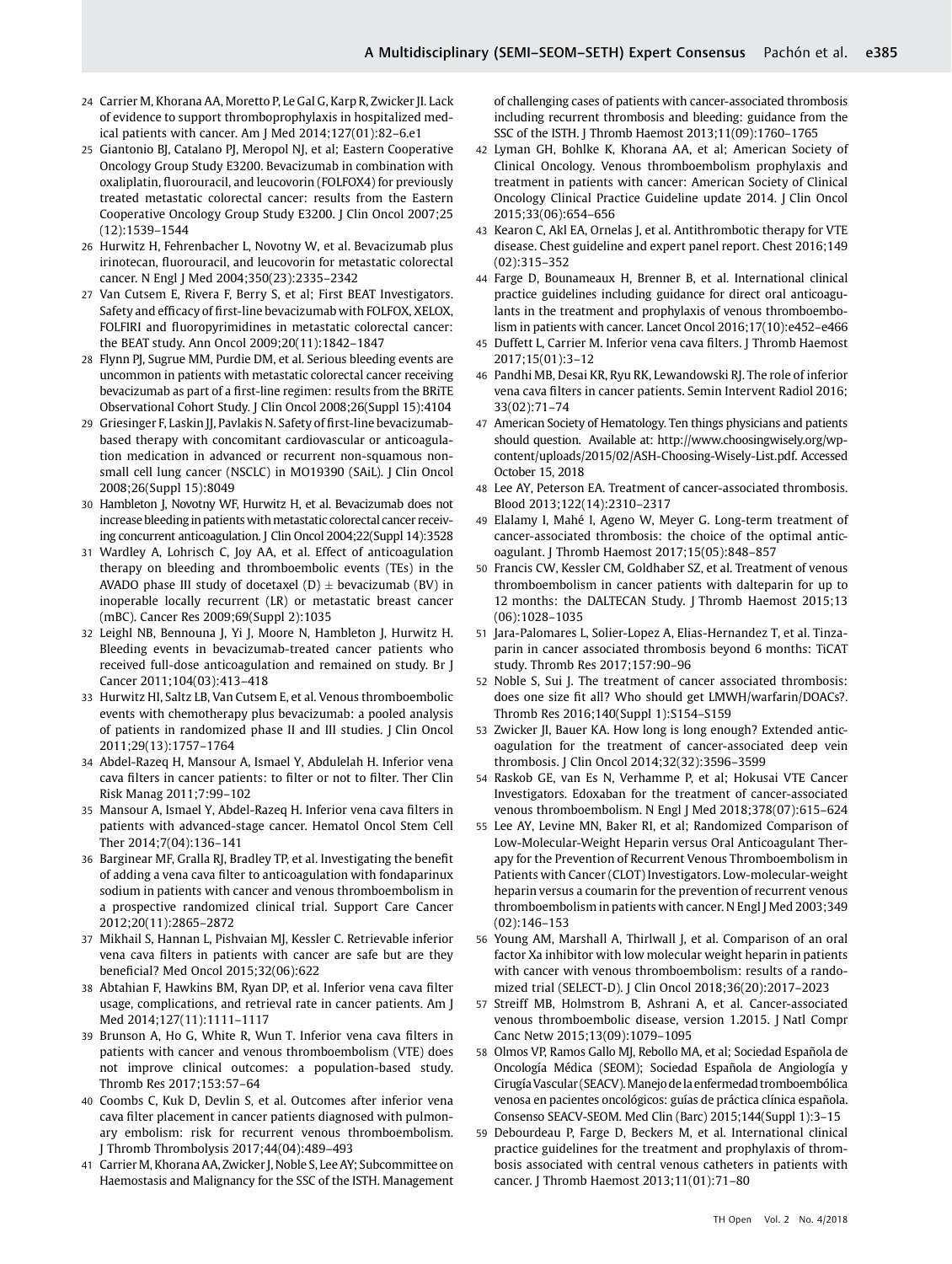24 Carrier M, Khorana AA, Moretto P, Le Gal G, Karp R, Zwicker JI. Lack of evidence to support thromboprophylaxis in hospitalized medical patients with cancer. Am J Med 2014;127(01):82–6.e1

25 Giantonio BJ, Catalano PJ, Meropol NJ, et al; Eastern Cooperative Oncology Group Study E3200. Bevacizumab in combination with oxaliplatin, fluorouracil, and leucovorin (FOLFOX4) for previously treated metastatic colorectal cancer: results from the Eastern Cooperative Oncology Group Study E3200. J Clin Oncol 2007;25 (12):1539–1544

26 Hurwitz H, Fehrenbacher L, Novotny W, et al. Bevacizumab plus irinotecan, fluorouracil, and leucovorin for metastatic colorectal cancer. N Engl J Med 2004;350(23):2335–2342

27 Van Cutsem E, Rivera F, Berry S, et al; First BEAT Investigators. Safety and efficacy of first-line bevacizumab with FOLFOX, XELOX, FOLFIRI and fluoropyrimidines in metastatic colorectal cancer: the BEAT study. Ann Oncol 2009;20(11):1842–1847

28 Flynn PJ, Sugrue MM, Purdie DM, et al. Serious bleeding events are uncommon in patients with metastatic colorectal cancer receiving bevacizumab as part of a first-line regimen: results from the BRiTE Observational Cohort Study. J Clin Oncol 2008;26(Suppl 15):4104

29 Griesinger F, Laskin JJ, Pavlakis N. Safety of first-line bevacizumab-based therapy with concomitant cardiovascular or anticoagulation medication in advanced or recurrent non-squamous non-small cell lung cancer (NSCLC) in MO19390 (SAiL). J Clin Oncol 2008;26(Suppl 15):8049

30 Hambleton J, Novotny WF, Hurwitz H, et al. Bevacizumab does not increase bleeding in patients with metastatic colorectal cancer receiving concurrent anticoagulation. J Clin Oncol 2004;22(Suppl 14):3528

31 Wardley A, Lohrisch C, Joy AA, et al. Effect of anticoagulation therapy on bleeding and thromboembolic events (TEs) in the AVADO phase III study of docetaxel (D) ± bevacizumab (BV) in inoperable locally recurrent (LR) or metastatic breast cancer (mBC). Cancer Res 2009;69(Suppl 2):1035

32 Leighl NB, Bennouna J, Yi J, Moore N, Hambleton J, Hurwitz H. Bleeding events in bevacizumab-treated cancer patients who received full-dose anticoagulation and remained on study. Br J Cancer 2011;104(03):413–418

33 Hurwitz HI, Saltz LB, Van Cutsem E, et al. Venous thromboembolic events with chemotherapy plus bevacizumab: a pooled analysis of patients in randomized phase II and III studies. J Clin Oncol 2011;29(13):1757–1764

34 Abdel-Razeq H, Mansour A, Ismael Y, Abdulelah H. Inferior vena cava filters in cancer patients: to filter or not to filter. Ther Clin Risk Manag 2011;7:99–102

35 Mansour A, Ismael Y, Abdel-Razeq H. Inferior vena cava filters in patients with advanced-stage cancer. Hematol Oncol Stem Cell Ther 2014;7(04):136–141

36 Barginear MF, Gralla RJ, Bradley TP, et al. Investigating the benefit of adding a vena cava filter to anticoagulation with fondaparinux sodium in patients with cancer and venous thromboembolism in a prospective randomized clinical trial. Support Care Cancer 2012;20(11):2865–2872

37 Mikhail S, Hannan L, Pishvaian MJ, Kessler C. Retrievable inferior vena cava filters in patients with cancer are safe but are they beneficial? Med Oncol 2015;32(06):622

38 Abtahian F, Hawkins BM, Ryan DP, et al. Inferior vena cava filter usage, complications, and retrieval rate in cancer patients. Am J Med 2014;127(11):1111–1117

39 Brunson A, Ho G, White R, Wun T. Inferior vena cava filters in patients with cancer and venous thromboembolism (VTE) does not improve clinical outcomes: a population-based study. Thromb Res 2017;153:57–64

40 Coombs C, Kuk D, Devlin S, et al. Outcomes after inferior vena cava filter placement in cancer patients diagnosed with pulmonary embolism: risk for recurrent venous thromboembolism. J Thromb Thrombolysis 2017;44(04):489–493

41 Carrier M, Khorana AA, Zwicker J, Noble S, Lee AY; Subcommittee on Haemostasis and Malignancy for the SSC of the ISTH. Management of challenging cases of patients with cancer-associated thrombosis including recurrent thrombosis and bleeding: guidance from the SSC of the ISTH. J Thromb Haemost 2013;11(09):1760–1765

42 Lyman GH, Bohlke K, Khorana AA, et al; American Society of Clinical Oncology. Venous thromboembolism prophylaxis and treatment in patients with cancer: American Society of Clinical Oncology Clinical Practice Guideline update 2014. J Clin Oncol 2015;33(06):654–656

43 Kearon C, Akl EA, Ornelas J, et al. Antithrombotic therapy for VTE disease. Chest guideline and expert panel report. Chest 2016;149 (02):315–352

44 Farge D, Bounameaux H, Brenner B, et al. International clinical practice guidelines including guidance for direct oral anticoagulants in the treatment and prophylaxis of venous thromboembolism in patients with cancer. Lancet Oncol 2016;17(10):e452–e466

45 Duffett L, Carrier M. Inferior vena cava filters. J Thromb Haemost 2017;15(01):3–12

46 Pandhi MB, Desai KR, Ryu RK, Lewandowski RJ. The role of inferior vena cava filters in cancer patients. Semin Intervent Radiol 2016; 33(02):71–74

47 American Society of Hematology. Ten things physicians and patients should question. Available at: http://www.choosingwisely.org/wp-content/uploads/2015/02/ASH-Choosing-Wisely-List.pdf. Accessed October 15, 2018

48 Lee AY, Peterson EA. Treatment of cancer-associated thrombosis. Blood 2013;122(14):2310–2317

49 Elalamy I, Mahé I, Ageno W, Meyer G. Long-term treatment of cancer-associated thrombosis: the choice of the optimal anticoagulant. J Thromb Haemost 2017;15(05):848–857

50 Francis CW, Kessler CM, Goldhaber SZ, et al. Treatment of venous thromboembolism in cancer patients with dalteparin for up to 12 months: the DALTECAN Study. J Thromb Haemost 2015;13 (06):1028–1035

51 Jara-Palomares L, Solier-Lopez A, Elias-Hernandez T, et al. Tinzaparin in cancer associated thrombosis beyond 6 months: TiCAT study. Thromb Res 2017;157:90–96

52 Noble S, Sui J. The treatment of cancer associated thrombosis: does one size fit all? Who should get LMWH/warfarin/DOACs?. Thromb Res 2016;140(Suppl 1):S154–S159

53 Zwicker JI, Bauer KA. How long is long enough? Extended anticoagulation for the treatment of cancer-associated deep vein thrombosis. J Clin Oncol 2014;32(32):3596–3599

54 Raskob GE, van Es N, Verhamme P, et al; Hokusai VTE Cancer Investigators. Edoxaban for the treatment of cancer-associated venous thromboembolism. N Engl J Med 2018;378(07):615–624

55 Lee AY, Levine MN, Baker RI, et al; Randomized Comparison of Low-Molecular-Weight Heparin versus Oral Anticoagulant Therapy for the Prevention of Recurrent Venous Thromboembolism in Patients with Cancer (CLOT) Investigators. Low-molecular-weight heparin versus a coumarin for the prevention of recurrent venous thromboembolism in patients with cancer. N Engl J Med 2003;349 (02):146–153

56 Young AM, Marshall A, Thirlwall J, et al. Comparison of an oral factor Xa inhibitor with low molecular weight heparin in patients with cancer with venous thromboembolism: results of a randomized trial (SELECT-D). J Clin Oncol 2018;36(20):2017–2023

57 Streiff MB, Holmstrom B, Ashrani A, et al. Cancer-associated venous thromboembolic disease, version 1.2015. J Natl Compr Canc Netw 2015;13(09):1079–1095

58 Olmos VP, Ramos Gallo MJ, Rebollo MA, et al; Sociedad Española de Oncología Médica (SEOM); Sociedad Española de Angiología y Cirugía Vascular (SEACV). Manejo de la enfermedad tromboembólica venosa en pacientes oncológicos: guías de práctica clínica española. Consenso SEACV-SEOM. Med Clin (Barc) 2015;144(Suppl 1):3–15

59 Debourdeau P, Farge D, Beckers M, et al. International clinical practice guidelines for the treatment and prophylaxis of thrombosis associated with central venous catheters in patients with cancer. J Thromb Haemost 2013;11(01):71–80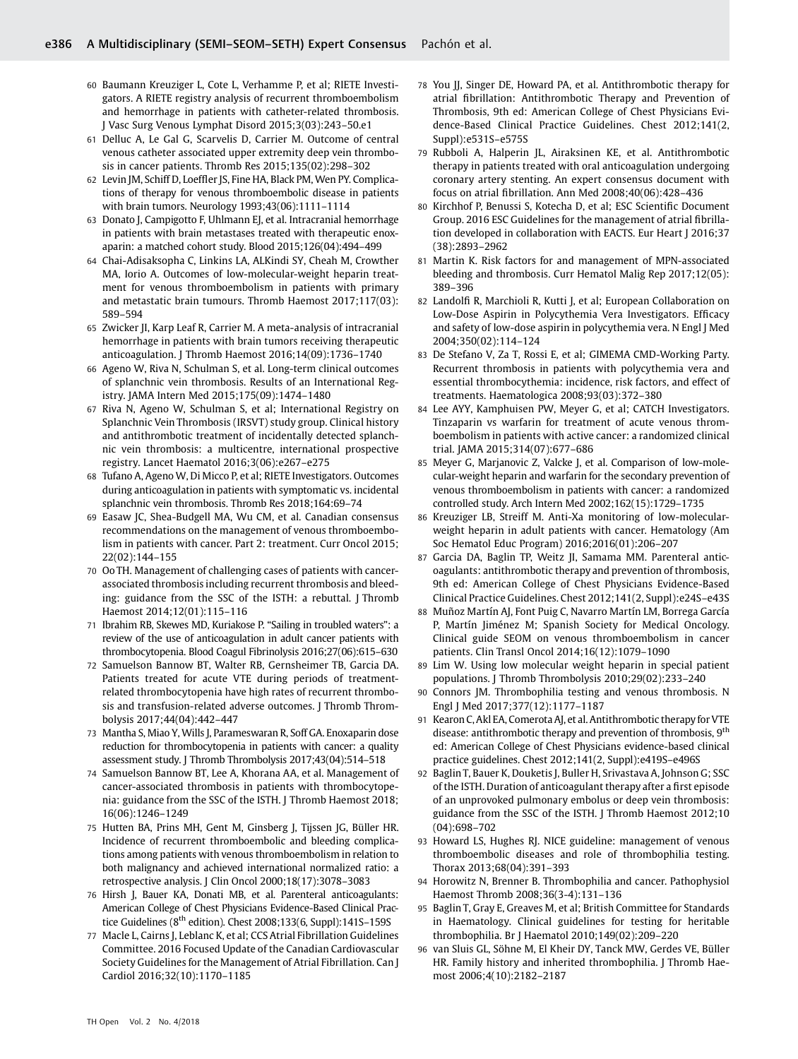60 Baumann Kreuziger L, Cote L, Verhamme P, et al; RIETE Investigators. A RIETE registry analysis of recurrent thromboembolism and hemorrhage in patients with catheter-related thrombosis. J Vasc Surg Venous Lymphat Disord 2015;3(03):243–50.e1

61 Delluc A, Le Gal G, Scarvelis D, Carrier M. Outcome of central venous catheter associated upper extremity deep vein thrombosis in cancer patients. Thromb Res 2015;135(02):298–302

62 Levin JM, Schiff D, Loeffler JS, Fine HA, Black PM, Wen PY. Complications of therapy for venous thromboembolic disease in patients with brain tumors. Neurology 1993;43(06):1111–1114

63 Donato J, Campigotto F, Uhlmann EJ, et al. Intracranial hemorrhage in patients with brain metastases treated with therapeutic enoxaparin: a matched cohort study. Blood 2015;126(04):494–499

64 Chai-Adisaksopha C, Linkins LA, ALKindi SY, Cheah M, Crowther MA, Iorio A. Outcomes of low-molecular-weight heparin treatment for venous thromboembolism in patients with primary and metastatic brain tumours. Thromb Haemost 2017;117(03): 589–594

65 Zwicker JI, Karp Leaf R, Carrier M. A meta-analysis of intracranial hemorrhage in patients with brain tumors receiving therapeutic anticoagulation. J Thromb Haemost 2016;14(09):1736–1740

66 Ageno W, Riva N, Schulman S, et al. Long-term clinical outcomes of splanchnic vein thrombosis. Results of an International Registry. JAMA Intern Med 2015;175(09):1474–1480

67 Riva N, Ageno W, Schulman S, et al; International Registry on Splanchnic Vein Thrombosis (IRSVT) study group. Clinical history and antithrombotic treatment of incidentally detected splanchnic vein thrombosis: a multicentre, international prospective registry. Lancet Haematol 2016;3(06):e267–e275

68 Tufano A, Ageno W, Di Micco P, et al; RIETE Investigators. Outcomes during anticoagulation in patients with symptomatic vs. incidental splanchnic vein thrombosis. Thromb Res 2018;164:69–74

69 Easaw JC, Shea-Budgell MA, Wu CM, et al. Canadian consensus recommendations on the management of venous thromboembolism in patients with cancer. Part 2: treatment. Curr Oncol 2015; 22(02):144–155

70 Oo TH. Management of challenging cases of patients with cancer-associated thrombosis including recurrent thrombosis and bleeding: guidance from the SSC of the ISTH: a rebuttal. J Thromb Haemost 2014;12(01):115–116

71 Ibrahim RB, Skewes MD, Kuriakose P. "Sailing in troubled waters": a review of the use of anticoagulation in adult cancer patients with thrombocytopenia. Blood Coagul Fibrinolysis 2016;27(06):615–630

72 Samuelson Bannow BT, Walter RB, Gernsheimer TB, Garcia DA. Patients treated for acute VTE during periods of treatment-related thrombocytopenia have high rates of recurrent thrombosis and transfusion-related adverse outcomes. J Thromb Thrombolysis 2017;44(04):442–447

73 Mantha S, Miao Y, Wills J, Parameswaran R, Soff GA. Enoxaparin dose reduction for thrombocytopenia in patients with cancer: a quality assessment study. J Thromb Thrombolysis 2017;43(04):514–518

74 Samuelson Bannow BT, Lee A, Khorana AA, et al. Management of cancer-associated thrombosis in patients with thrombocytopenia: guidance from the SSC of the ISTH. J Thromb Haemost 2018; 16(06):1246–1249

75 Hutten BA, Prins MH, Gent M, Ginsberg J, Tijssen JG, Büller HR. Incidence of recurrent thromboembolic and bleeding complications among patients with venous thromboembolism in relation to both malignancy and achieved international normalized ratio: a retrospective analysis. J Clin Oncol 2000;18(17):3078–3083

76 Hirsh J, Bauer KA, Donati MB, et al. Parenteral anticoagulants: American College of Chest Physicians Evidence-Based Clinical Practice Guidelines (8th edition). Chest 2008;133(6, Suppl):141S–159S

77 Macle L, Cairns J, Leblanc K, et al; CCS Atrial Fibrillation Guidelines Committee. 2016 Focused Update of the Canadian Cardiovascular Society Guidelines for the Management of Atrial Fibrillation. Can J Cardiol 2016;32(10):1170–1185

78 You JJ, Singer DE, Howard PA, et al. Antithrombotic therapy for atrial fibrillation: Antithrombotic Therapy and Prevention of Thrombosis, 9th ed: American College of Chest Physicians Evidence-Based Clinical Practice Guidelines. Chest 2012;141(2, Suppl):e531S–e575S

79 Rubboli A, Halperin JL, Airaksinen KE, et al. Antithrombotic therapy in patients treated with oral anticoagulation undergoing coronary artery stenting. An expert consensus document with focus on atrial fibrillation. Ann Med 2008;40(06):428–436

80 Kirchhof P, Benussi S, Kotecha D, et al; ESC Scientific Document Group. 2016 ESC Guidelines for the management of atrial fibrillation developed in collaboration with EACTS. Eur Heart J 2016;37 (38):2893–2962

81 Martin K. Risk factors for and management of MPN-associated bleeding and thrombosis. Curr Hematol Malig Rep 2017;12(05): 389–396

82 Landolfi R, Marchioli R, Kutti J, et al; European Collaboration on Low-Dose Aspirin in Polycythemia Vera Investigators. Efficacy and safety of low-dose aspirin in polycythemia vera. N Engl J Med 2004;350(02):114–124

83 De Stefano V, Za T, Rossi E, et al; GIMEMA CMD-Working Party. Recurrent thrombosis in patients with polycythemia vera and essential thrombocythemia: incidence, risk factors, and effect of treatments. Haematologica 2008;93(03):372–380

84 Lee AYY, Kamphuisen PW, Meyer G, et al; CATCH Investigators. Tinzaparin vs warfarin for treatment of acute venous thromboembolism in patients with active cancer: a randomized clinical trial. JAMA 2015;314(07):677–686

85 Meyer G, Marjanovic Z, Valcke J, et al. Comparison of low-molecular-weight heparin and warfarin for the secondary prevention of venous thromboembolism in patients with cancer: a randomized controlled study. Arch Intern Med 2002;162(15):1729–1735

86 Kreuziger LB, Streiff M. Anti-Xa monitoring of low-molecular-weight heparin in adult patients with cancer. Hematology (Am Soc Hematol Educ Program) 2016;2016(01):206–207

87 Garcia DA, Baglin TP, Weitz JI, Samama MM. Parenteral anticoagulants: antithrombotic therapy and prevention of thrombosis, 9th ed: American College of Chest Physicians Evidence-Based Clinical Practice Guidelines. Chest 2012;141(2, Suppl):e24S–e43S

88 Muñoz Martín AJ, Font Puig C, Navarro Martín LM, Borrega García P, Martín Jiménez M; Spanish Society for Medical Oncology. Clinical guide SEOM on venous thromboembolism in cancer patients. Clin Transl Oncol 2014;16(12):1079–1090

89 Lim W. Using low molecular weight heparin in special patient populations. J Thromb Thrombolysis 2010;29(02):233–240

90 Connors JM. Thrombophilia testing and venous thrombosis. N Engl J Med 2017;377(12):1177–1187

91 Kearon C, Akl EA, Comerota AJ, et al. Antithrombotic therapy for VTE disease: antithrombotic therapy and prevention of thrombosis, 9th ed: American College of Chest Physicians evidence-based clinical practice guidelines. Chest 2012;141(2, Suppl):e419S–e496S

92 Baglin T, Bauer K, Douketis J, Buller H, Srivastava A, Johnson G; SSC of the ISTH. Duration of anticoagulant therapy after a first episode of an unprovoked pulmonary embolus or deep vein thrombosis: guidance from the SSC of the ISTH. J Thromb Haemost 2012;10 (04):698–702

93 Howard LS, Hughes RJ. NICE guideline: management of venous thromboembolic diseases and role of thrombophilia testing. Thorax 2013;68(04):391–393

94 Horowitz N, Brenner B. Thrombophilia and cancer. Pathophysiol Haemost Thromb 2008;36(3-4):131–136

95 Baglin T, Gray E, Greaves M, et al; British Committee for Standards in Haematology. Clinical guidelines for testing for heritable thrombophilia. Br J Haematol 2010;149(02):209–220

96 van Sluis GL, Söhne M, El Kheir DY, Tanck MW, Gerdes VE, Büller HR. Family history and inherited thrombophilia. J Thromb Haemost 2006;4(10):2182–2187